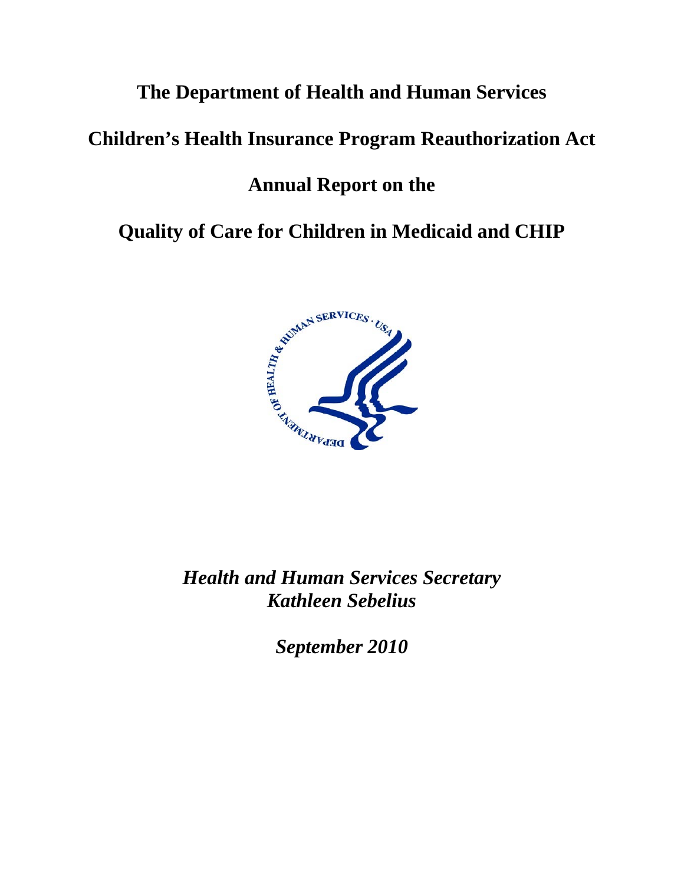# The Department of Health and Human Services

# Children's Health Insurance Program Reauthorization Act

# Annual Report on the

# Quality of Care for Children in Medicaid and CHIP

***Health and Human Services Secretary***
***Kathleen Sebelius***

***September 2010***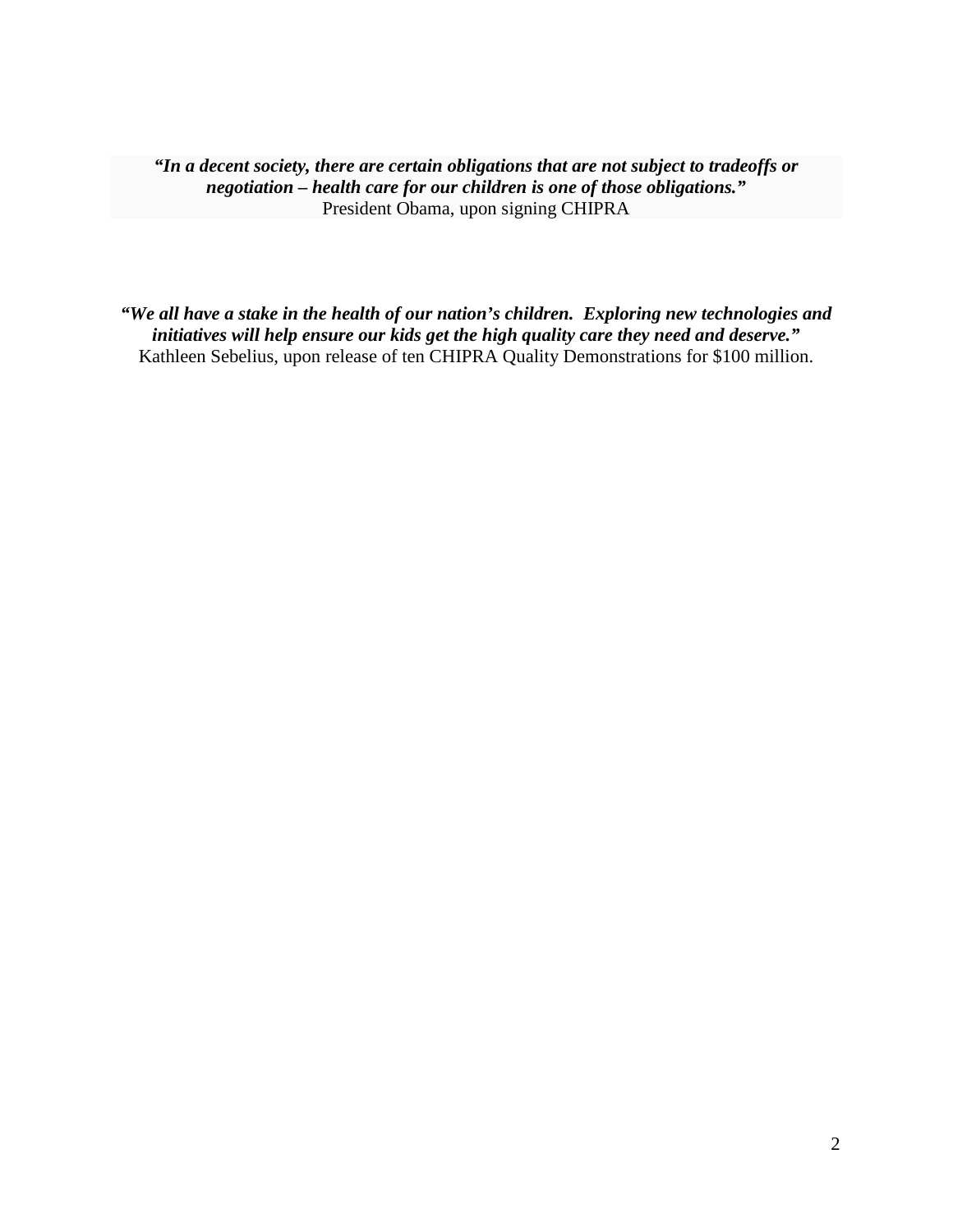***"In a decent society, there are certain obligations that are not subject to tradeoffs or negotiation – health care for our children is one of those obligations."***
President Obama, upon signing CHIPRA

***"We all have a stake in the health of our nation's children. Exploring new technologies and initiatives will help ensure our kids get the high quality care they need and deserve."***
Kathleen Sebelius, upon release of ten CHIPRA Quality Demonstrations for $100 million.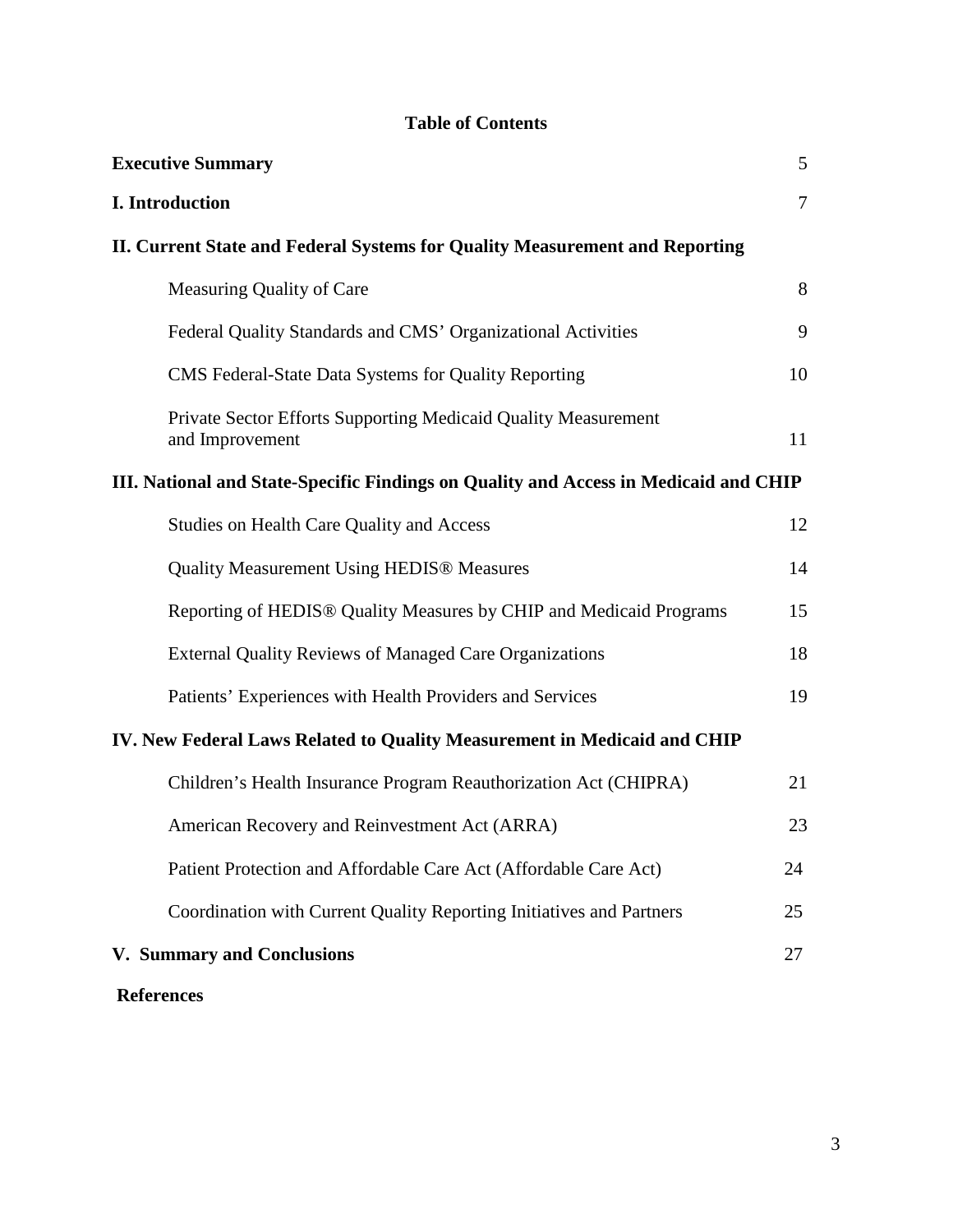# Table of Contents

| | |
|---|---|
| **Executive Summary** | 5 |
| **I. Introduction** | 7 |
| **II. Current State and Federal Systems for Quality Measurement and Reporting** | |
| Measuring Quality of Care | 8 |
| Federal Quality Standards and CMS' Organizational Activities | 9 |
| CMS Federal-State Data Systems for Quality Reporting | 10 |
| Private Sector Efforts Supporting Medicaid Quality Measurement and Improvement | 11 |
| **III. National and State-Specific Findings on Quality and Access in Medicaid and CHIP** | |
| Studies on Health Care Quality and Access | 12 |
| Quality Measurement Using HEDIS® Measures | 14 |
| Reporting of HEDIS® Quality Measures by CHIP and Medicaid Programs | 15 |
| External Quality Reviews of Managed Care Organizations | 18 |
| Patients' Experiences with Health Providers and Services | 19 |
| **IV. New Federal Laws Related to Quality Measurement in Medicaid and CHIP** | |
| Children's Health Insurance Program Reauthorization Act (CHIPRA) | 21 |
| American Recovery and Reinvestment Act (ARRA) | 23 |
| Patient Protection and Affordable Care Act (Affordable Care Act) | 24 |
| Coordination with Current Quality Reporting Initiatives and Partners | 25 |
| **V. Summary and Conclusions** | 27 |
| **References** | |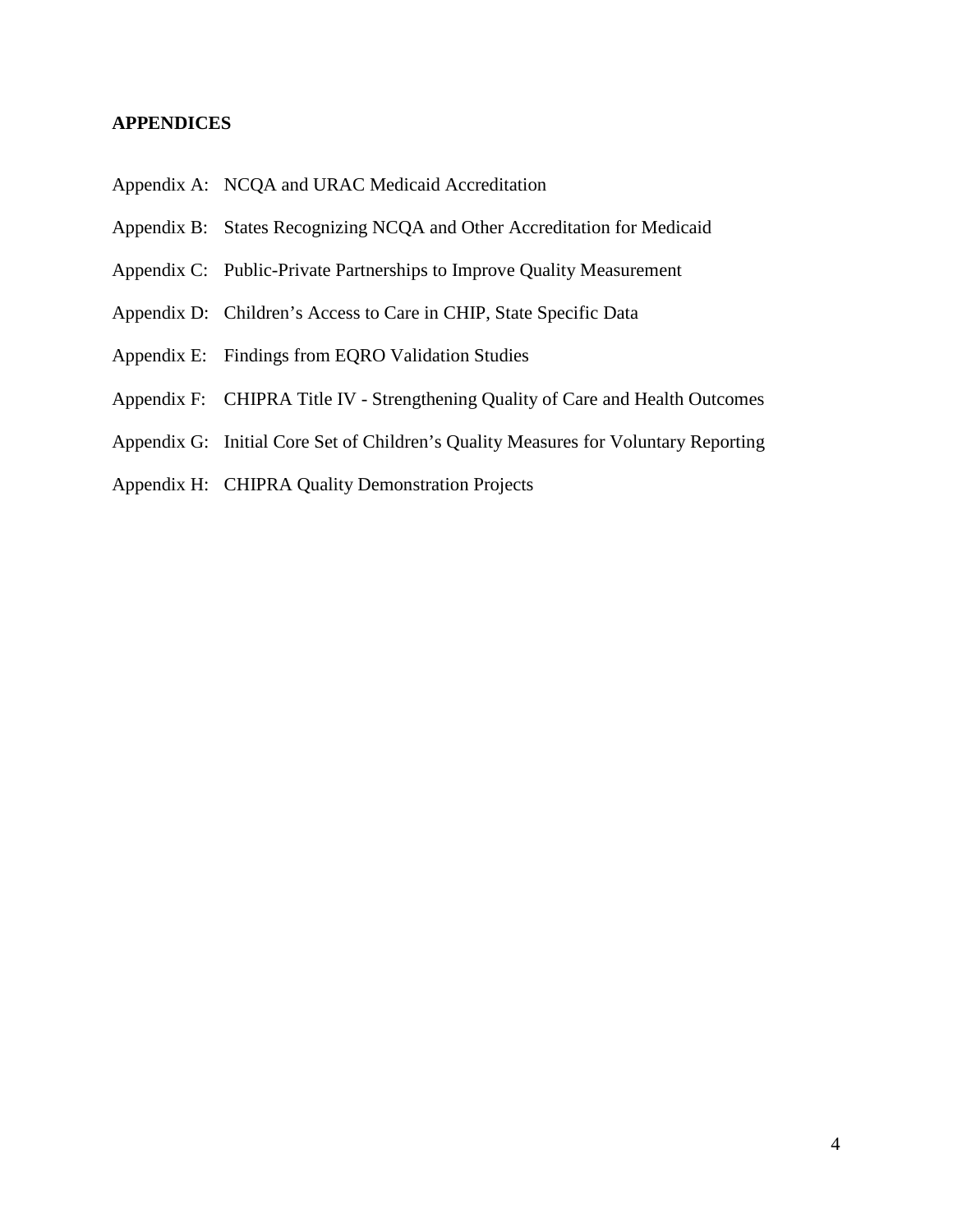**APPENDICES**

Appendix A: NCQA and URAC Medicaid Accreditation

Appendix B: States Recognizing NCQA and Other Accreditation for Medicaid

Appendix C: Public-Private Partnerships to Improve Quality Measurement

Appendix D: Children's Access to Care in CHIP, State Specific Data

Appendix E: Findings from EQRO Validation Studies

Appendix F: CHIPRA Title IV - Strengthening Quality of Care and Health Outcomes

Appendix G: Initial Core Set of Children's Quality Measures for Voluntary Reporting

Appendix H: CHIPRA Quality Demonstration Projects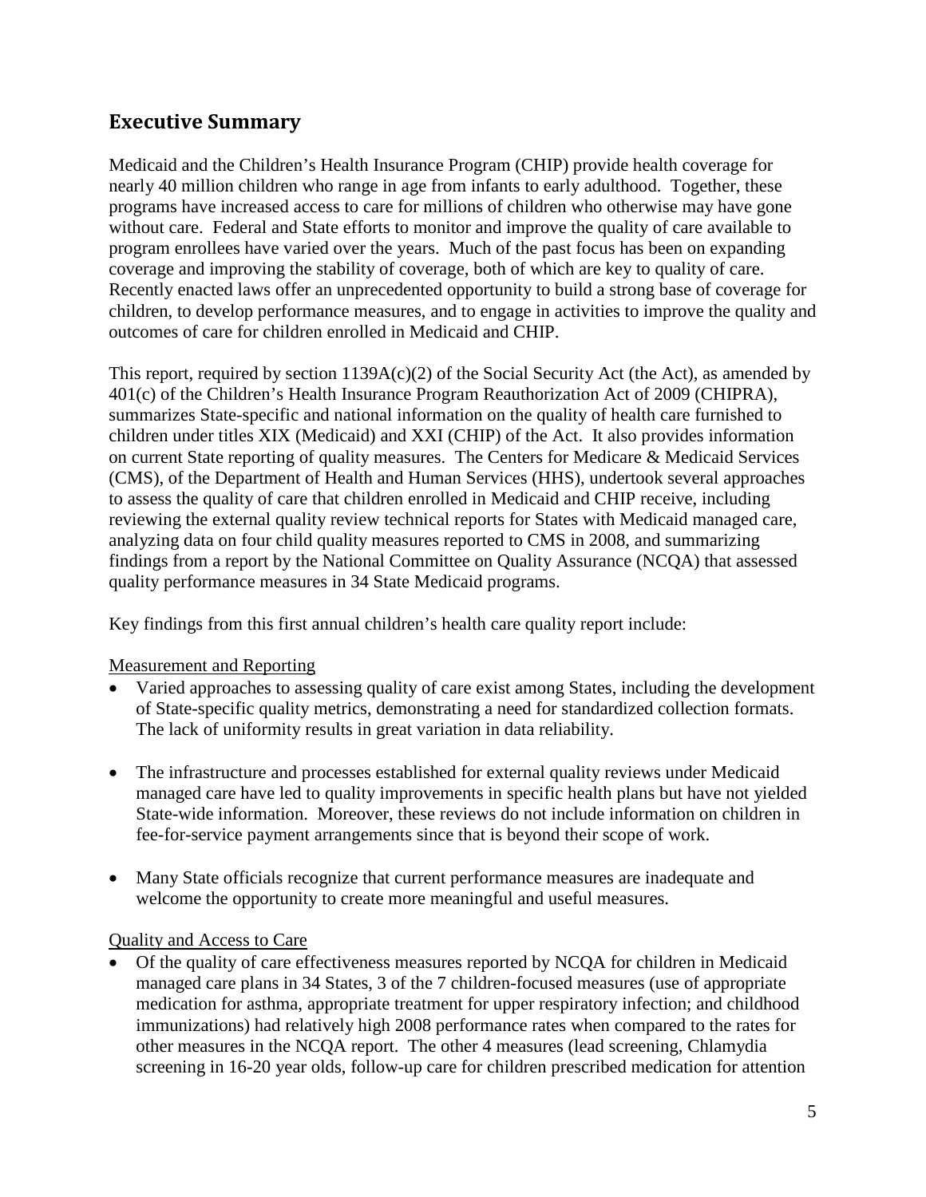## Executive Summary

Medicaid and the Children's Health Insurance Program (CHIP) provide health coverage for nearly 40 million children who range in age from infants to early adulthood. Together, these programs have increased access to care for millions of children who otherwise may have gone without care. Federal and State efforts to monitor and improve the quality of care available to program enrollees have varied over the years. Much of the past focus has been on expanding coverage and improving the stability of coverage, both of which are key to quality of care. Recently enacted laws offer an unprecedented opportunity to build a strong base of coverage for children, to develop performance measures, and to engage in activities to improve the quality and outcomes of care for children enrolled in Medicaid and CHIP.

This report, required by section 1139A(c)(2) of the Social Security Act (the Act), as amended by 401(c) of the Children's Health Insurance Program Reauthorization Act of 2009 (CHIPRA), summarizes State-specific and national information on the quality of health care furnished to children under titles XIX (Medicaid) and XXI (CHIP) of the Act. It also provides information on current State reporting of quality measures. The Centers for Medicare & Medicaid Services (CMS), of the Department of Health and Human Services (HHS), undertook several approaches to assess the quality of care that children enrolled in Medicaid and CHIP receive, including reviewing the external quality review technical reports for States with Medicaid managed care, analyzing data on four child quality measures reported to CMS in 2008, and summarizing findings from a report by the National Committee on Quality Assurance (NCQA) that assessed quality performance measures in 34 State Medicaid programs.

Key findings from this first annual children's health care quality report include:

<u>Measurement and Reporting</u>

- Varied approaches to assessing quality of care exist among States, including the development of State-specific quality metrics, demonstrating a need for standardized collection formats. The lack of uniformity results in great variation in data reliability.
- The infrastructure and processes established for external quality reviews under Medicaid managed care have led to quality improvements in specific health plans but have not yielded State-wide information. Moreover, these reviews do not include information on children in fee-for-service payment arrangements since that is beyond their scope of work.
- Many State officials recognize that current performance measures are inadequate and welcome the opportunity to create more meaningful and useful measures.

<u>Quality and Access to Care</u>

- Of the quality of care effectiveness measures reported by NCQA for children in Medicaid managed care plans in 34 States, 3 of the 7 children-focused measures (use of appropriate medication for asthma, appropriate treatment for upper respiratory infection; and childhood immunizations) had relatively high 2008 performance rates when compared to the rates for other measures in the NCQA report. The other 4 measures (lead screening, Chlamydia screening in 16-20 year olds, follow-up care for children prescribed medication for attention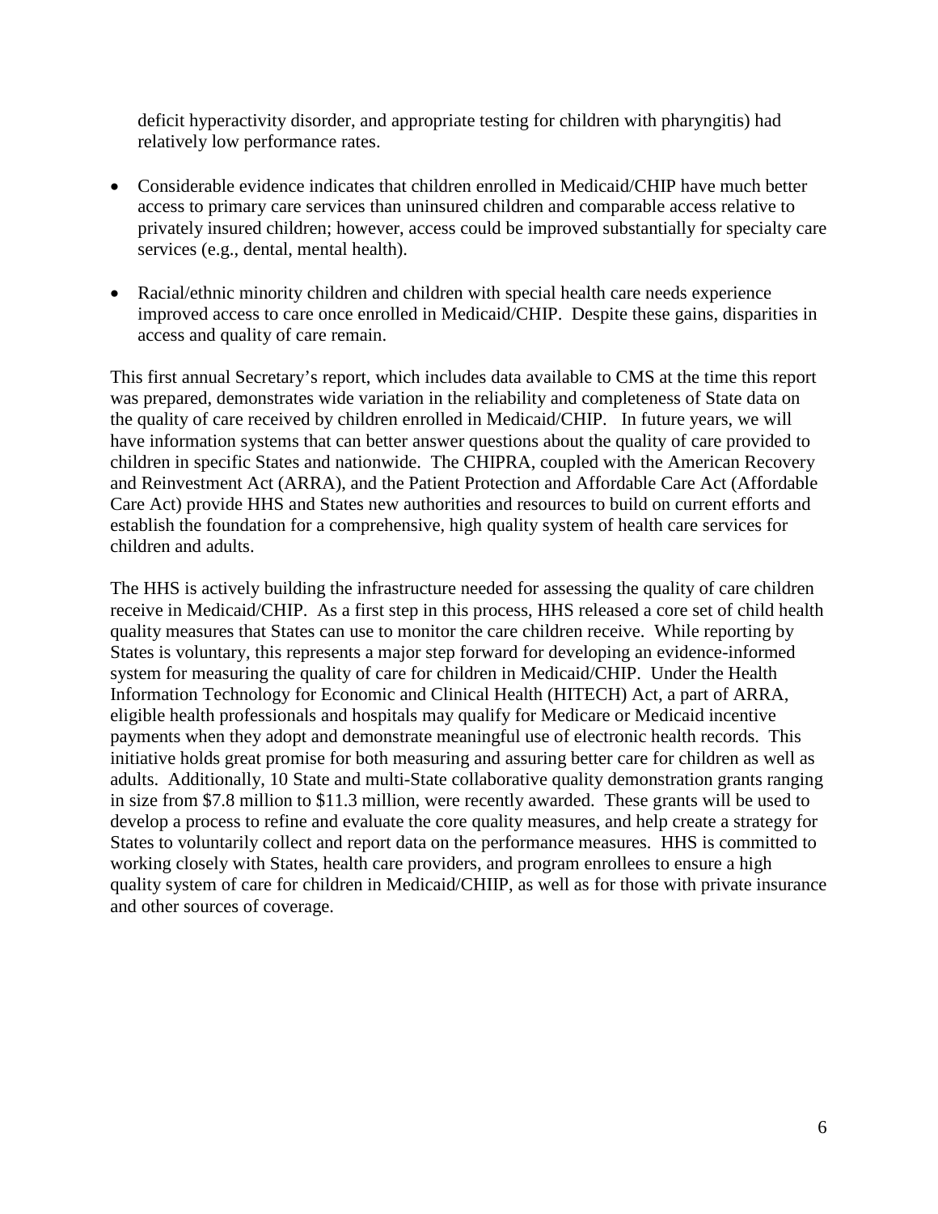deficit hyperactivity disorder, and appropriate testing for children with pharyngitis) had relatively low performance rates.

- Considerable evidence indicates that children enrolled in Medicaid/CHIP have much better access to primary care services than uninsured children and comparable access relative to privately insured children; however, access could be improved substantially for specialty care services (e.g., dental, mental health).

- Racial/ethnic minority children and children with special health care needs experience improved access to care once enrolled in Medicaid/CHIP. Despite these gains, disparities in access and quality of care remain.

This first annual Secretary's report, which includes data available to CMS at the time this report was prepared, demonstrates wide variation in the reliability and completeness of State data on the quality of care received by children enrolled in Medicaid/CHIP. In future years, we will have information systems that can better answer questions about the quality of care provided to children in specific States and nationwide. The CHIPRA, coupled with the American Recovery and Reinvestment Act (ARRA), and the Patient Protection and Affordable Care Act (Affordable Care Act) provide HHS and States new authorities and resources to build on current efforts and establish the foundation for a comprehensive, high quality system of health care services for children and adults.

The HHS is actively building the infrastructure needed for assessing the quality of care children receive in Medicaid/CHIP. As a first step in this process, HHS released a core set of child health quality measures that States can use to monitor the care children receive. While reporting by States is voluntary, this represents a major step forward for developing an evidence-informed system for measuring the quality of care for children in Medicaid/CHIP. Under the Health Information Technology for Economic and Clinical Health (HITECH) Act, a part of ARRA, eligible health professionals and hospitals may qualify for Medicare or Medicaid incentive payments when they adopt and demonstrate meaningful use of electronic health records. This initiative holds great promise for both measuring and assuring better care for children as well as adults. Additionally, 10 State and multi-State collaborative quality demonstration grants ranging in size from $7.8 million to $11.3 million, were recently awarded. These grants will be used to develop a process to refine and evaluate the core quality measures, and help create a strategy for States to voluntarily collect and report data on the performance measures. HHS is committed to working closely with States, health care providers, and program enrollees to ensure a high quality system of care for children in Medicaid/CHIIP, as well as for those with private insurance and other sources of coverage.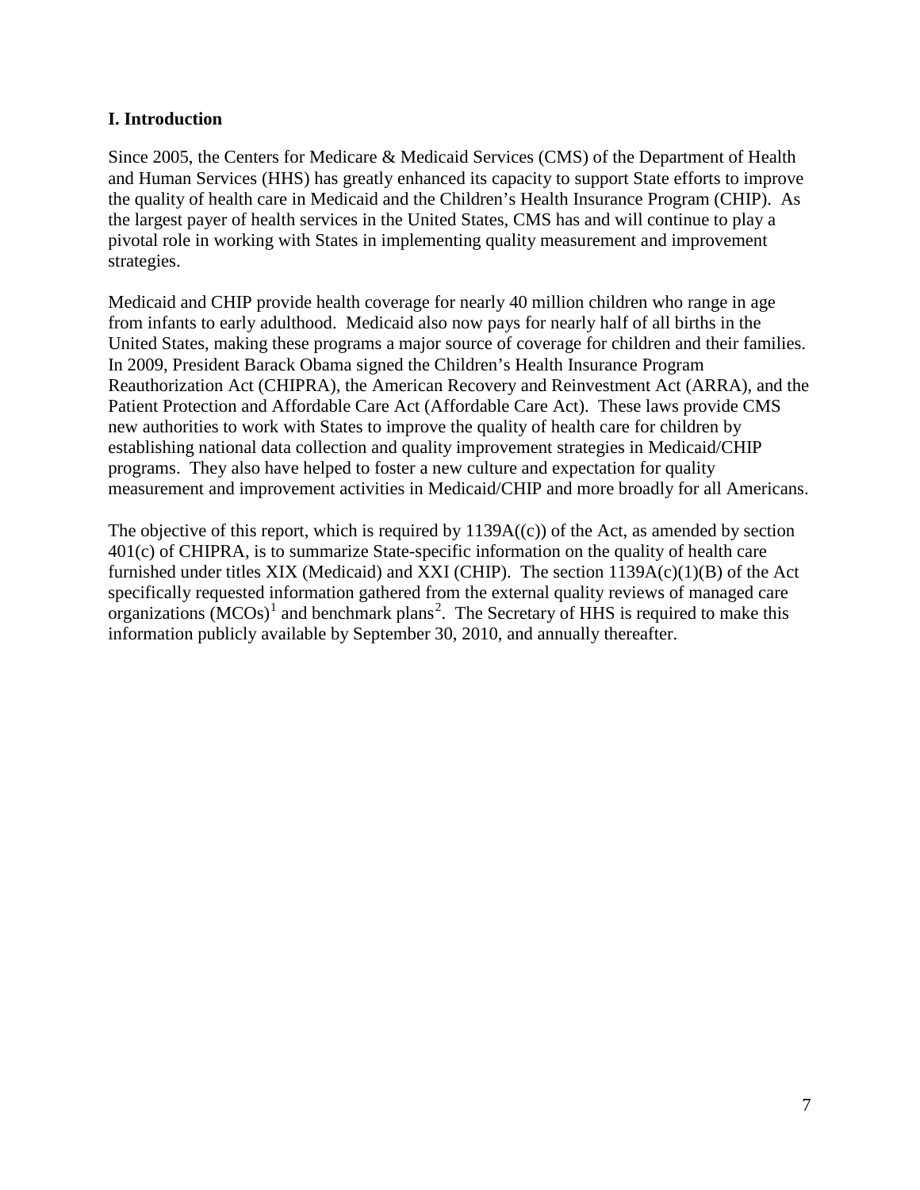## I. Introduction

Since 2005, the Centers for Medicare & Medicaid Services (CMS) of the Department of Health and Human Services (HHS) has greatly enhanced its capacity to support State efforts to improve the quality of health care in Medicaid and the Children's Health Insurance Program (CHIP). As the largest payer of health services in the United States, CMS has and will continue to play a pivotal role in working with States in implementing quality measurement and improvement strategies.

Medicaid and CHIP provide health coverage for nearly 40 million children who range in age from infants to early adulthood. Medicaid also now pays for nearly half of all births in the United States, making these programs a major source of coverage for children and their families. In 2009, President Barack Obama signed the Children's Health Insurance Program Reauthorization Act (CHIPRA), the American Recovery and Reinvestment Act (ARRA), and the Patient Protection and Affordable Care Act (Affordable Care Act). These laws provide CMS new authorities to work with States to improve the quality of health care for children by establishing national data collection and quality improvement strategies in Medicaid/CHIP programs. They also have helped to foster a new culture and expectation for quality measurement and improvement activities in Medicaid/CHIP and more broadly for all Americans.

The objective of this report, which is required by 1139A((c)) of the Act, as amended by section 401(c) of CHIPRA, is to summarize State-specific information on the quality of health care furnished under titles XIX (Medicaid) and XXI (CHIP). The section 1139A(c)(1)(B) of the Act specifically requested information gathered from the external quality reviews of managed care organizations (MCOs)[1] and benchmark plans[2]. The Secretary of HHS is required to make this information publicly available by September 30, 2010, and annually thereafter.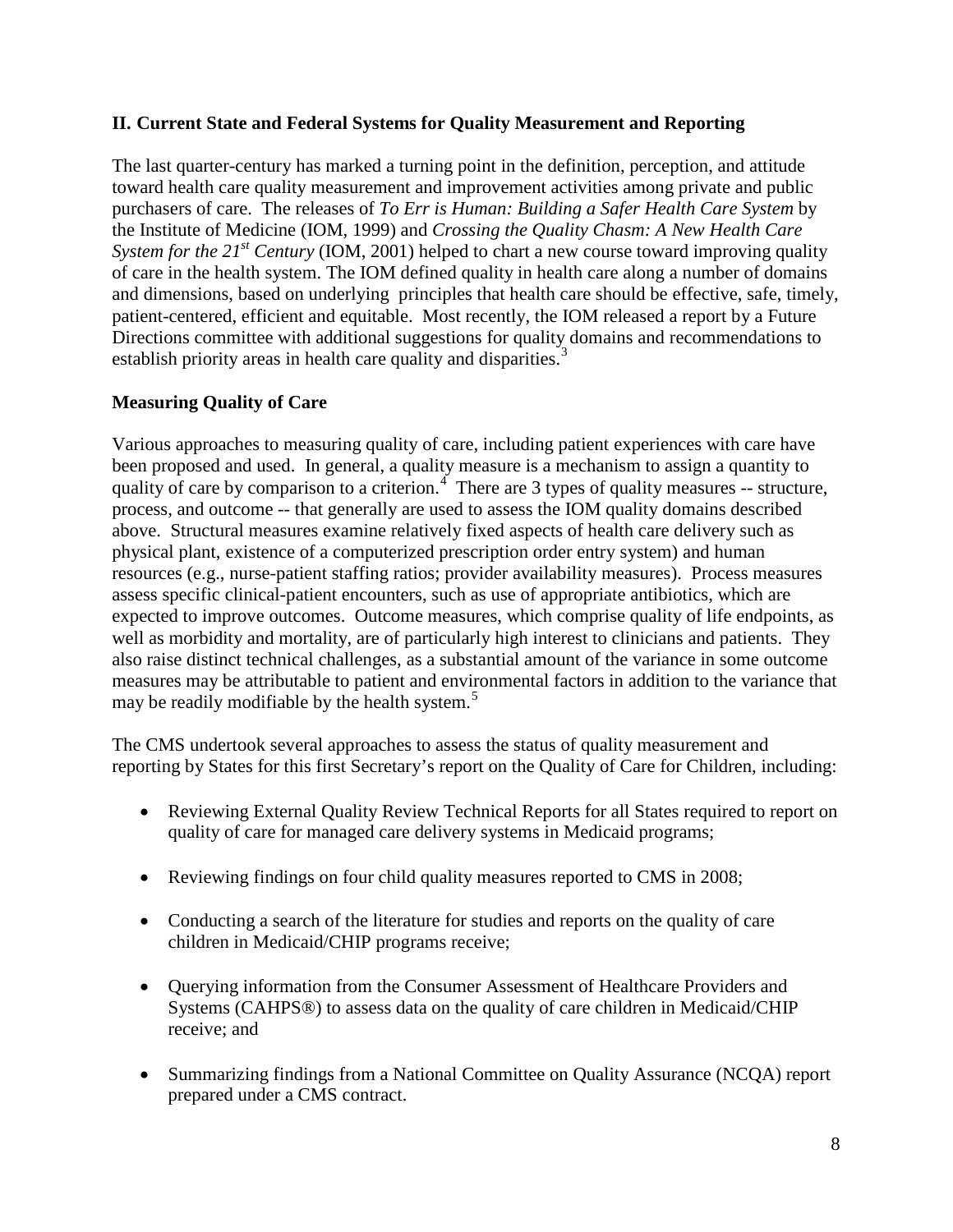## II. Current State and Federal Systems for Quality Measurement and Reporting

The last quarter-century has marked a turning point in the definition, perception, and attitude toward health care quality measurement and improvement activities among private and public purchasers of care. The releases of *To Err is Human: Building a Safer Health Care System* by the Institute of Medicine (IOM, 1999) and *Crossing the Quality Chasm: A New Health Care System for the 21st Century* (IOM, 2001) helped to chart a new course toward improving quality of care in the health system. The IOM defined quality in health care along a number of domains and dimensions, based on underlying principles that health care should be effective, safe, timely, patient-centered, efficient and equitable. Most recently, the IOM released a report by a Future Directions committee with additional suggestions for quality domains and recommendations to establish priority areas in health care quality and disparities.[3]

### Measuring Quality of Care

Various approaches to measuring quality of care, including patient experiences with care have been proposed and used. In general, a quality measure is a mechanism to assign a quantity to quality of care by comparison to a criterion.[4] There are 3 types of quality measures -- structure, process, and outcome -- that generally are used to assess the IOM quality domains described above. Structural measures examine relatively fixed aspects of health care delivery such as physical plant, existence of a computerized prescription order entry system) and human resources (e.g., nurse-patient staffing ratios; provider availability measures). Process measures assess specific clinical-patient encounters, such as use of appropriate antibiotics, which are expected to improve outcomes. Outcome measures, which comprise quality of life endpoints, as well as morbidity and mortality, are of particularly high interest to clinicians and patients. They also raise distinct technical challenges, as a substantial amount of the variance in some outcome measures may be attributable to patient and environmental factors in addition to the variance that may be readily modifiable by the health system.[5]

The CMS undertook several approaches to assess the status of quality measurement and reporting by States for this first Secretary's report on the Quality of Care for Children, including:

- Reviewing External Quality Review Technical Reports for all States required to report on quality of care for managed care delivery systems in Medicaid programs;
- Reviewing findings on four child quality measures reported to CMS in 2008;
- Conducting a search of the literature for studies and reports on the quality of care children in Medicaid/CHIP programs receive;
- Querying information from the Consumer Assessment of Healthcare Providers and Systems (CAHPS®) to assess data on the quality of care children in Medicaid/CHIP receive; and
- Summarizing findings from a National Committee on Quality Assurance (NCQA) report prepared under a CMS contract.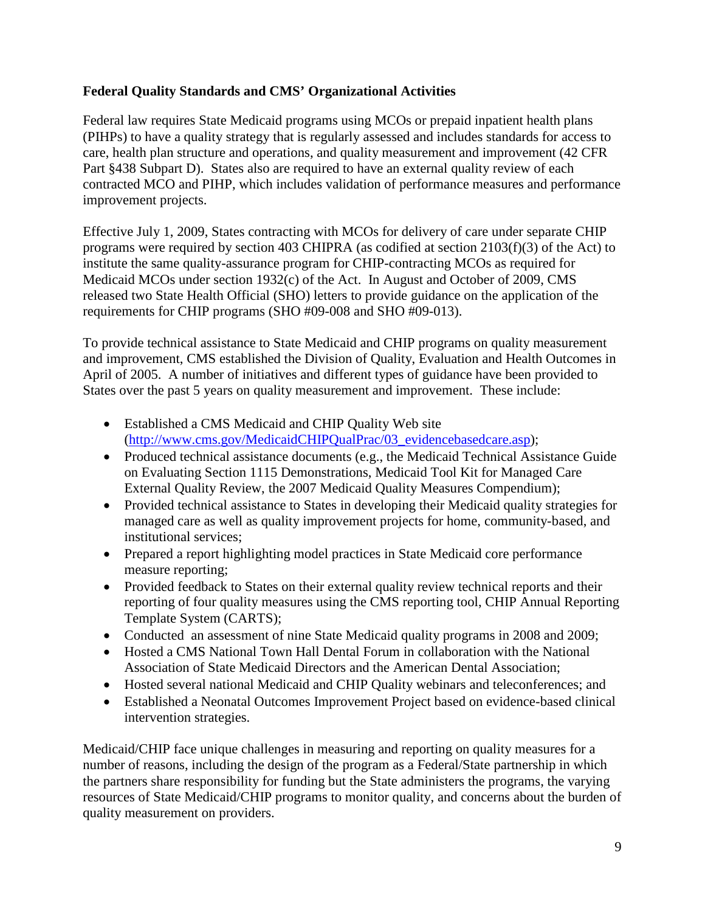## Federal Quality Standards and CMS' Organizational Activities

Federal law requires State Medicaid programs using MCOs or prepaid inpatient health plans (PIHPs) to have a quality strategy that is regularly assessed and includes standards for access to care, health plan structure and operations, and quality measurement and improvement (42 CFR Part §438 Subpart D). States also are required to have an external quality review of each contracted MCO and PIHP, which includes validation of performance measures and performance improvement projects.

Effective July 1, 2009, States contracting with MCOs for delivery of care under separate CHIP programs were required by section 403 CHIPRA (as codified at section 2103(f)(3) of the Act) to institute the same quality-assurance program for CHIP-contracting MCOs as required for Medicaid MCOs under section 1932(c) of the Act. In August and October of 2009, CMS released two State Health Official (SHO) letters to provide guidance on the application of the requirements for CHIP programs (SHO #09-008 and SHO #09-013).

To provide technical assistance to State Medicaid and CHIP programs on quality measurement and improvement, CMS established the Division of Quality, Evaluation and Health Outcomes in April of 2005. A number of initiatives and different types of guidance have been provided to States over the past 5 years on quality measurement and improvement. These include:

- Established a CMS Medicaid and CHIP Quality Web site (http://www.cms.gov/MedicaidCHIPQualPrac/03_evidencebasedcare.asp);
- Produced technical assistance documents (e.g., the Medicaid Technical Assistance Guide on Evaluating Section 1115 Demonstrations, Medicaid Tool Kit for Managed Care External Quality Review, the 2007 Medicaid Quality Measures Compendium);
- Provided technical assistance to States in developing their Medicaid quality strategies for managed care as well as quality improvement projects for home, community-based, and institutional services;
- Prepared a report highlighting model practices in State Medicaid core performance measure reporting;
- Provided feedback to States on their external quality review technical reports and their reporting of four quality measures using the CMS reporting tool, CHIP Annual Reporting Template System (CARTS);
- Conducted an assessment of nine State Medicaid quality programs in 2008 and 2009;
- Hosted a CMS National Town Hall Dental Forum in collaboration with the National Association of State Medicaid Directors and the American Dental Association;
- Hosted several national Medicaid and CHIP Quality webinars and teleconferences; and
- Established a Neonatal Outcomes Improvement Project based on evidence-based clinical intervention strategies.

Medicaid/CHIP face unique challenges in measuring and reporting on quality measures for a number of reasons, including the design of the program as a Federal/State partnership in which the partners share responsibility for funding but the State administers the programs, the varying resources of State Medicaid/CHIP programs to monitor quality, and concerns about the burden of quality measurement on providers.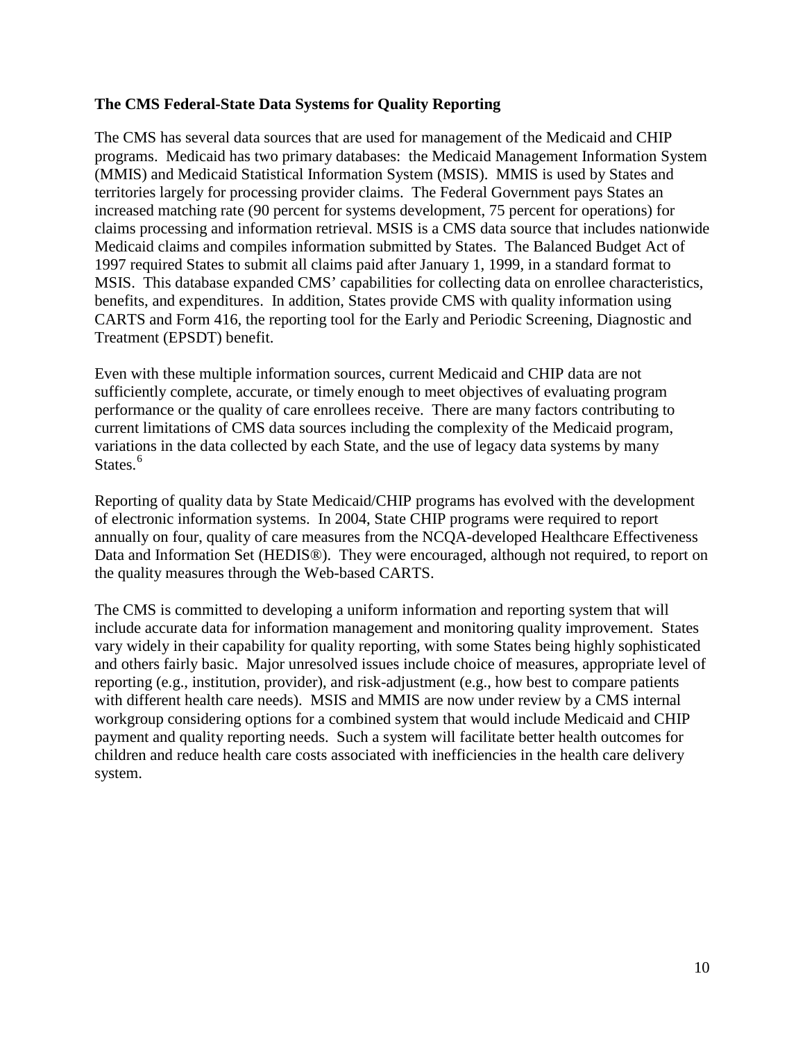**The CMS Federal-State Data Systems for Quality Reporting**

The CMS has several data sources that are used for management of the Medicaid and CHIP programs. Medicaid has two primary databases: the Medicaid Management Information System (MMIS) and Medicaid Statistical Information System (MSIS). MMIS is used by States and territories largely for processing provider claims. The Federal Government pays States an increased matching rate (90 percent for systems development, 75 percent for operations) for claims processing and information retrieval. MSIS is a CMS data source that includes nationwide Medicaid claims and compiles information submitted by States. The Balanced Budget Act of 1997 required States to submit all claims paid after January 1, 1999, in a standard format to MSIS. This database expanded CMS' capabilities for collecting data on enrollee characteristics, benefits, and expenditures. In addition, States provide CMS with quality information using CARTS and Form 416, the reporting tool for the Early and Periodic Screening, Diagnostic and Treatment (EPSDT) benefit.

Even with these multiple information sources, current Medicaid and CHIP data are not sufficiently complete, accurate, or timely enough to meet objectives of evaluating program performance or the quality of care enrollees receive. There are many factors contributing to current limitations of CMS data sources including the complexity of the Medicaid program, variations in the data collected by each State, and the use of legacy data systems by many States.[6]

Reporting of quality data by State Medicaid/CHIP programs has evolved with the development of electronic information systems. In 2004, State CHIP programs were required to report annually on four, quality of care measures from the NCQA-developed Healthcare Effectiveness Data and Information Set (HEDIS®). They were encouraged, although not required, to report on the quality measures through the Web-based CARTS.

The CMS is committed to developing a uniform information and reporting system that will include accurate data for information management and monitoring quality improvement. States vary widely in their capability for quality reporting, with some States being highly sophisticated and others fairly basic. Major unresolved issues include choice of measures, appropriate level of reporting (e.g., institution, provider), and risk-adjustment (e.g., how best to compare patients with different health care needs). MSIS and MMIS are now under review by a CMS internal workgroup considering options for a combined system that would include Medicaid and CHIP payment and quality reporting needs. Such a system will facilitate better health outcomes for children and reduce health care costs associated with inefficiencies in the health care delivery system.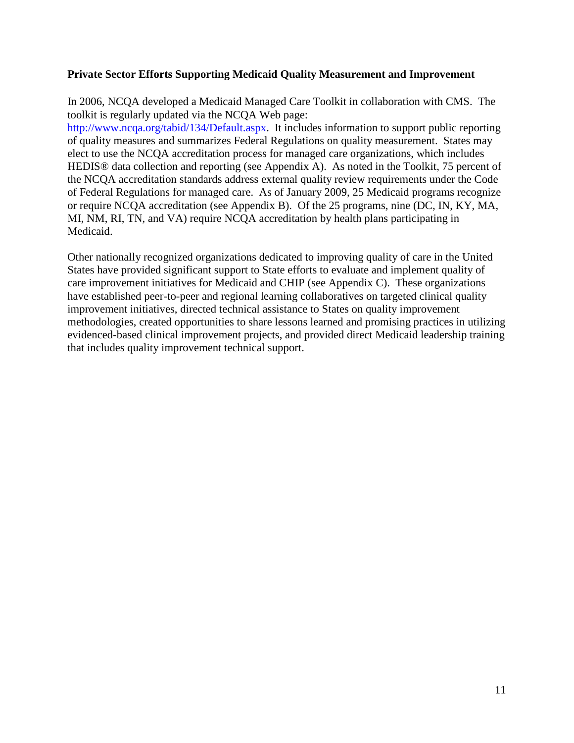**Private Sector Efforts Supporting Medicaid Quality Measurement and Improvement**

In 2006, NCQA developed a Medicaid Managed Care Toolkit in collaboration with CMS. The toolkit is regularly updated via the NCQA Web page: http://www.ncqa.org/tabid/134/Default.aspx. It includes information to support public reporting of quality measures and summarizes Federal Regulations on quality measurement. States may elect to use the NCQA accreditation process for managed care organizations, which includes HEDIS® data collection and reporting (see Appendix A). As noted in the Toolkit, 75 percent of the NCQA accreditation standards address external quality review requirements under the Code of Federal Regulations for managed care. As of January 2009, 25 Medicaid programs recognize or require NCQA accreditation (see Appendix B). Of the 25 programs, nine (DC, IN, KY, MA, MI, NM, RI, TN, and VA) require NCQA accreditation by health plans participating in Medicaid.

Other nationally recognized organizations dedicated to improving quality of care in the United States have provided significant support to State efforts to evaluate and implement quality of care improvement initiatives for Medicaid and CHIP (see Appendix C). These organizations have established peer-to-peer and regional learning collaboratives on targeted clinical quality improvement initiatives, directed technical assistance to States on quality improvement methodologies, created opportunities to share lessons learned and promising practices in utilizing evidenced-based clinical improvement projects, and provided direct Medicaid leadership training that includes quality improvement technical support.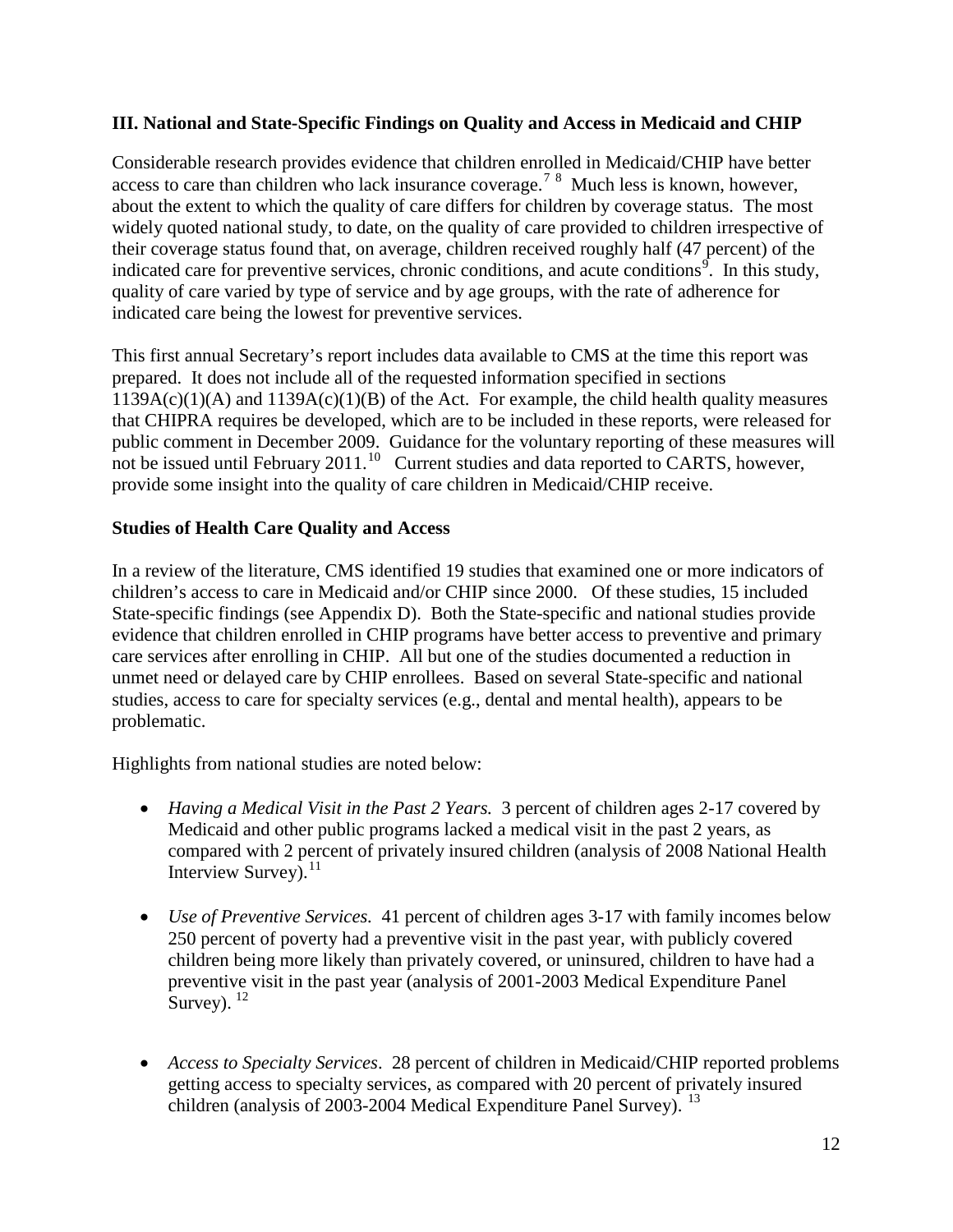## III. National and State-Specific Findings on Quality and Access in Medicaid and CHIP

Considerable research provides evidence that children enrolled in Medicaid/CHIP have better access to care than children who lack insurance coverage.[7] [8] Much less is known, however, about the extent to which the quality of care differs for children by coverage status. The most widely quoted national study, to date, on the quality of care provided to children irrespective of their coverage status found that, on average, children received roughly half (47 percent) of the indicated care for preventive services, chronic conditions, and acute conditions[9]. In this study, quality of care varied by type of service and by age groups, with the rate of adherence for indicated care being the lowest for preventive services.

This first annual Secretary's report includes data available to CMS at the time this report was prepared. It does not include all of the requested information specified in sections 1139A(c)(1)(A) and 1139A(c)(1)(B) of the Act. For example, the child health quality measures that CHIPRA requires be developed, which are to be included in these reports, were released for public comment in December 2009. Guidance for the voluntary reporting of these measures will not be issued until February 2011.[10] Current studies and data reported to CARTS, however, provide some insight into the quality of care children in Medicaid/CHIP receive.

### Studies of Health Care Quality and Access

In a review of the literature, CMS identified 19 studies that examined one or more indicators of children's access to care in Medicaid and/or CHIP since 2000. Of these studies, 15 included State-specific findings (see Appendix D). Both the State-specific and national studies provide evidence that children enrolled in CHIP programs have better access to preventive and primary care services after enrolling in CHIP. All but one of the studies documented a reduction in unmet need or delayed care by CHIP enrollees. Based on several State-specific and national studies, access to care for specialty services (e.g., dental and mental health), appears to be problematic.

Highlights from national studies are noted below:

- *Having a Medical Visit in the Past 2 Years.* 3 percent of children ages 2-17 covered by Medicaid and other public programs lacked a medical visit in the past 2 years, as compared with 2 percent of privately insured children (analysis of 2008 National Health Interview Survey).[11]

- *Use of Preventive Services.* 41 percent of children ages 3-17 with family incomes below 250 percent of poverty had a preventive visit in the past year, with publicly covered children being more likely than privately covered, or uninsured, children to have had a preventive visit in the past year (analysis of 2001-2003 Medical Expenditure Panel Survey). [12]

- *Access to Specialty Services*. 28 percent of children in Medicaid/CHIP reported problems getting access to specialty services, as compared with 20 percent of privately insured children (analysis of 2003-2004 Medical Expenditure Panel Survey). [13]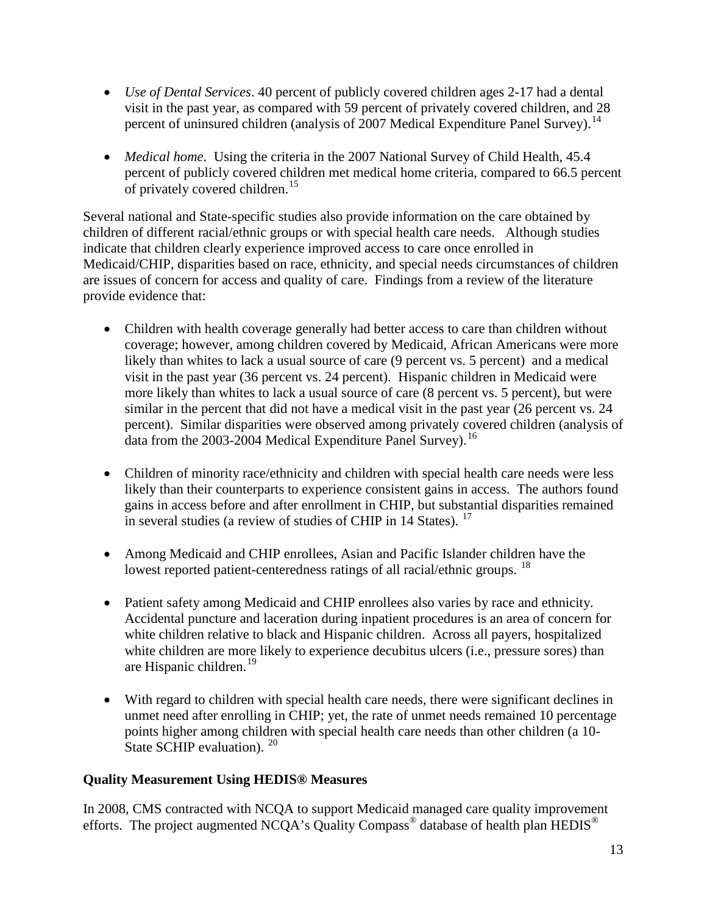- *Use of Dental Services*. 40 percent of publicly covered children ages 2-17 had a dental visit in the past year, as compared with 59 percent of privately covered children, and 28 percent of uninsured children (analysis of 2007 Medical Expenditure Panel Survey).[14]

- *Medical home*. Using the criteria in the 2007 National Survey of Child Health, 45.4 percent of publicly covered children met medical home criteria, compared to 66.5 percent of privately covered children.[15]

Several national and State-specific studies also provide information on the care obtained by children of different racial/ethnic groups or with special health care needs. Although studies indicate that children clearly experience improved access to care once enrolled in Medicaid/CHIP, disparities based on race, ethnicity, and special needs circumstances of children are issues of concern for access and quality of care. Findings from a review of the literature provide evidence that:

- Children with health coverage generally had better access to care than children without coverage; however, among children covered by Medicaid, African Americans were more likely than whites to lack a usual source of care (9 percent vs. 5 percent) and a medical visit in the past year (36 percent vs. 24 percent). Hispanic children in Medicaid were more likely than whites to lack a usual source of care (8 percent vs. 5 percent), but were similar in the percent that did not have a medical visit in the past year (26 percent vs. 24 percent). Similar disparities were observed among privately covered children (analysis of data from the 2003-2004 Medical Expenditure Panel Survey).[16]

- Children of minority race/ethnicity and children with special health care needs were less likely than their counterparts to experience consistent gains in access. The authors found gains in access before and after enrollment in CHIP, but substantial disparities remained in several studies (a review of studies of CHIP in 14 States).[17]

- Among Medicaid and CHIP enrollees, Asian and Pacific Islander children have the lowest reported patient-centeredness ratings of all racial/ethnic groups.[18]

- Patient safety among Medicaid and CHIP enrollees also varies by race and ethnicity. Accidental puncture and laceration during inpatient procedures is an area of concern for white children relative to black and Hispanic children. Across all payers, hospitalized white children are more likely to experience decubitus ulcers (i.e., pressure sores) than are Hispanic children.[19]

- With regard to children with special health care needs, there were significant declines in unmet need after enrolling in CHIP; yet, the rate of unmet needs remained 10 percentage points higher among children with special health care needs than other children (a 10-State SCHIP evaluation).[20]

**Quality Measurement Using HEDIS® Measures**

In 2008, CMS contracted with NCQA to support Medicaid managed care quality improvement efforts. The project augmented NCQA's Quality Compass® database of health plan HEDIS®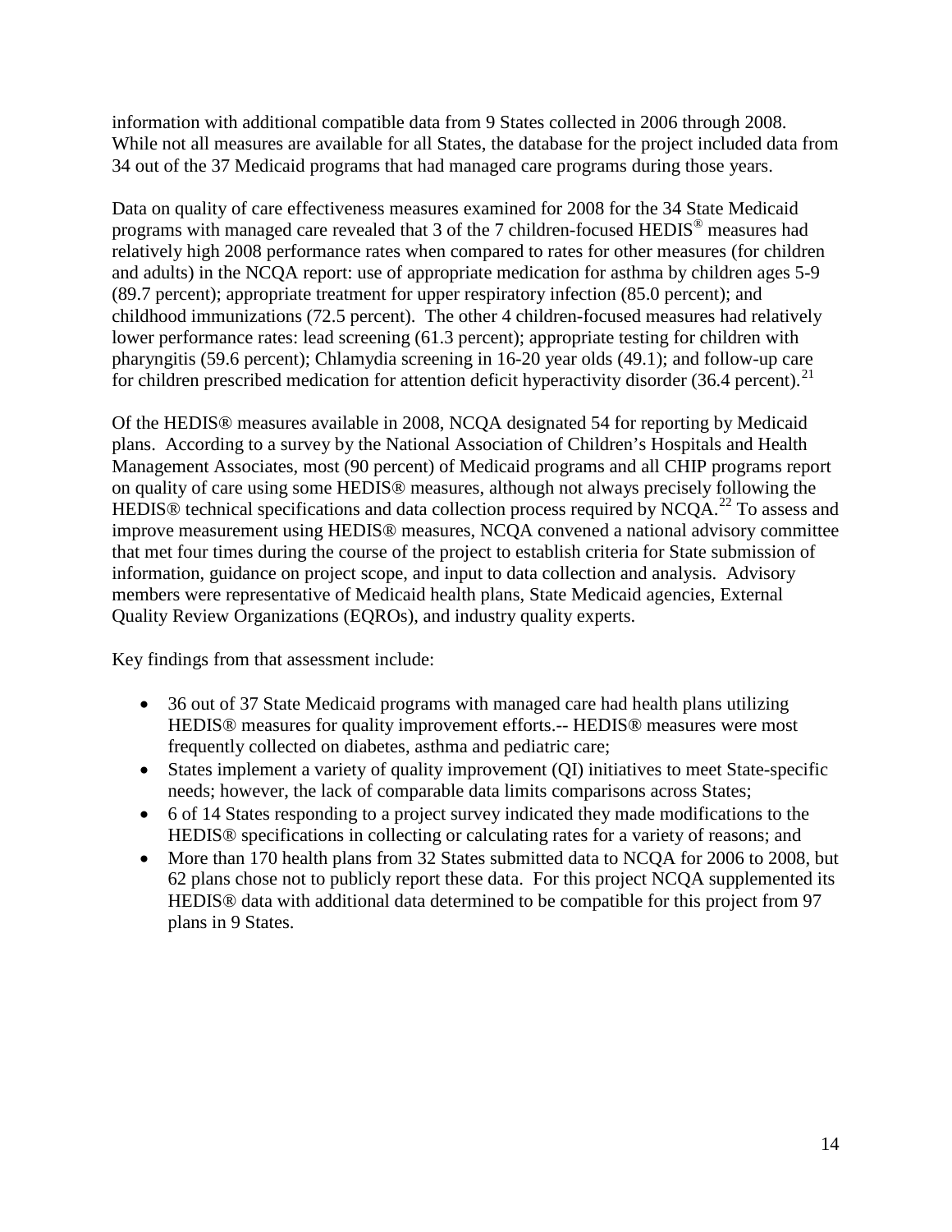information with additional compatible data from 9 States collected in 2006 through 2008. While not all measures are available for all States, the database for the project included data from 34 out of the 37 Medicaid programs that had managed care programs during those years.

Data on quality of care effectiveness measures examined for 2008 for the 34 State Medicaid programs with managed care revealed that 3 of the 7 children-focused HEDIS® measures had relatively high 2008 performance rates when compared to rates for other measures (for children and adults) in the NCQA report: use of appropriate medication for asthma by children ages 5-9 (89.7 percent); appropriate treatment for upper respiratory infection (85.0 percent); and childhood immunizations (72.5 percent). The other 4 children-focused measures had relatively lower performance rates: lead screening (61.3 percent); appropriate testing for children with pharyngitis (59.6 percent); Chlamydia screening in 16-20 year olds (49.1); and follow-up care for children prescribed medication for attention deficit hyperactivity disorder (36.4 percent).[21]

Of the HEDIS® measures available in 2008, NCQA designated 54 for reporting by Medicaid plans. According to a survey by the National Association of Children's Hospitals and Health Management Associates, most (90 percent) of Medicaid programs and all CHIP programs report on quality of care using some HEDIS® measures, although not always precisely following the HEDIS® technical specifications and data collection process required by NCQA.[22] To assess and improve measurement using HEDIS® measures, NCQA convened a national advisory committee that met four times during the course of the project to establish criteria for State submission of information, guidance on project scope, and input to data collection and analysis. Advisory members were representative of Medicaid health plans, State Medicaid agencies, External Quality Review Organizations (EQROs), and industry quality experts.

Key findings from that assessment include:

- 36 out of 37 State Medicaid programs with managed care had health plans utilizing HEDIS® measures for quality improvement efforts.-- HEDIS® measures were most frequently collected on diabetes, asthma and pediatric care;
- States implement a variety of quality improvement (QI) initiatives to meet State-specific needs; however, the lack of comparable data limits comparisons across States;
- 6 of 14 States responding to a project survey indicated they made modifications to the HEDIS® specifications in collecting or calculating rates for a variety of reasons; and
- More than 170 health plans from 32 States submitted data to NCQA for 2006 to 2008, but 62 plans chose not to publicly report these data. For this project NCQA supplemented its HEDIS® data with additional data determined to be compatible for this project from 97 plans in 9 States.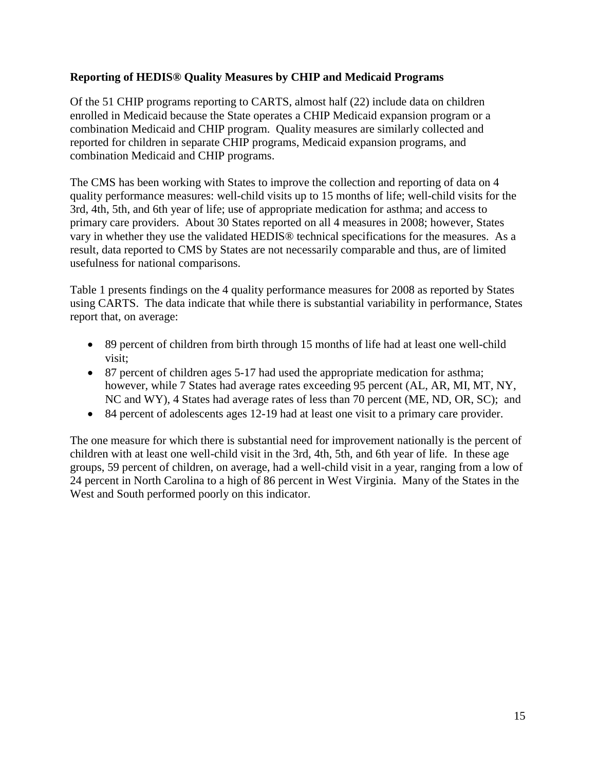**Reporting of HEDIS® Quality Measures by CHIP and Medicaid Programs**

Of the 51 CHIP programs reporting to CARTS, almost half (22) include data on children enrolled in Medicaid because the State operates a CHIP Medicaid expansion program or a combination Medicaid and CHIP program. Quality measures are similarly collected and reported for children in separate CHIP programs, Medicaid expansion programs, and combination Medicaid and CHIP programs.

The CMS has been working with States to improve the collection and reporting of data on 4 quality performance measures: well-child visits up to 15 months of life; well-child visits for the 3rd, 4th, 5th, and 6th year of life; use of appropriate medication for asthma; and access to primary care providers. About 30 States reported on all 4 measures in 2008; however, States vary in whether they use the validated HEDIS® technical specifications for the measures. As a result, data reported to CMS by States are not necessarily comparable and thus, are of limited usefulness for national comparisons.

Table 1 presents findings on the 4 quality performance measures for 2008 as reported by States using CARTS. The data indicate that while there is substantial variability in performance, States report that, on average:

- 89 percent of children from birth through 15 months of life had at least one well-child visit;
- 87 percent of children ages 5-17 had used the appropriate medication for asthma; however, while 7 States had average rates exceeding 95 percent (AL, AR, MI, MT, NY, NC and WY), 4 States had average rates of less than 70 percent (ME, ND, OR, SC); and
- 84 percent of adolescents ages 12-19 had at least one visit to a primary care provider.

The one measure for which there is substantial need for improvement nationally is the percent of children with at least one well-child visit in the 3rd, 4th, 5th, and 6th year of life. In these age groups, 59 percent of children, on average, had a well-child visit in a year, ranging from a low of 24 percent in North Carolina to a high of 86 percent in West Virginia. Many of the States in the West and South performed poorly on this indicator.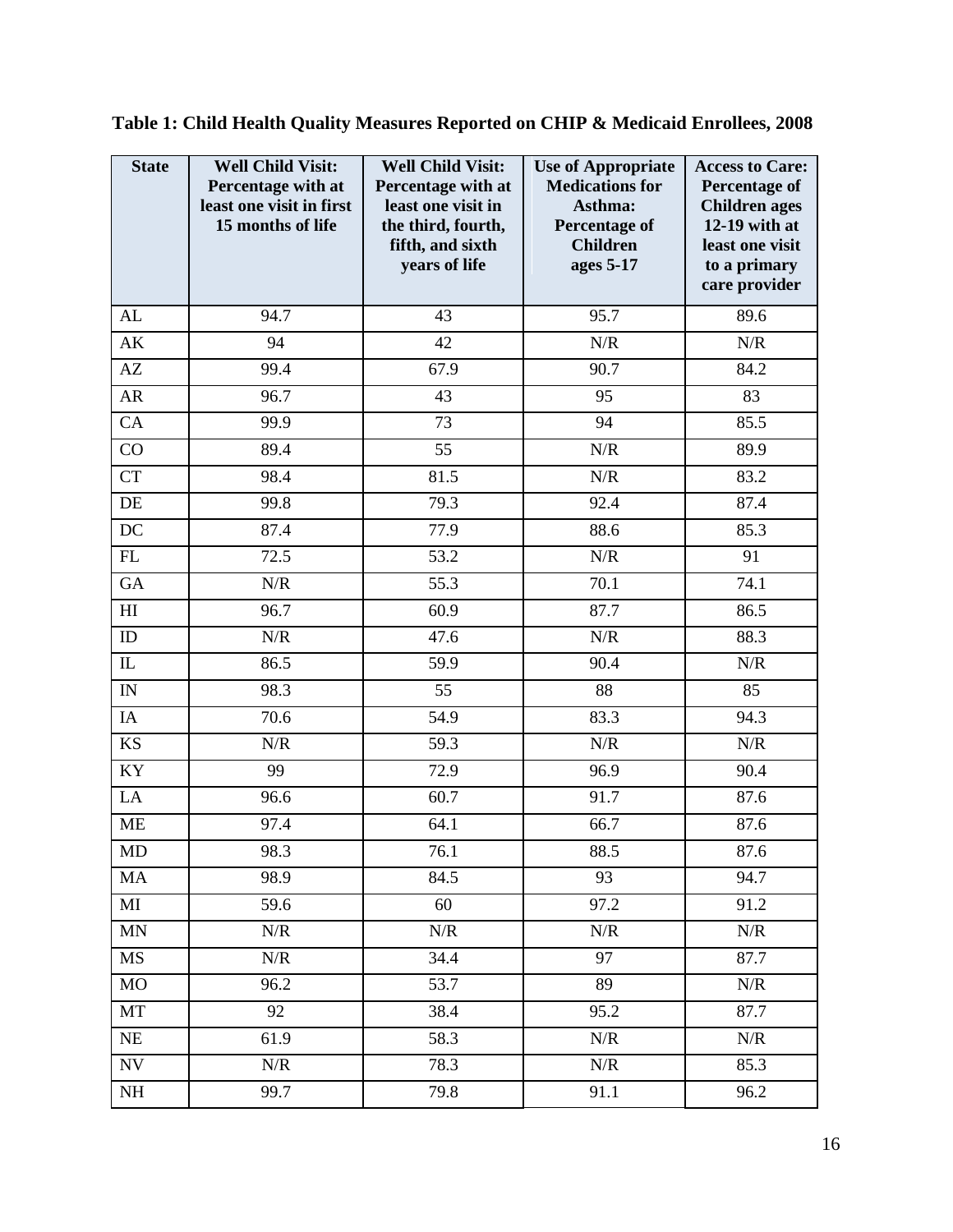**Table 1: Child Health Quality Measures Reported on CHIP & Medicaid Enrollees, 2008**

| State | Well Child Visit: Percentage with at least one visit in first 15 months of life | Well Child Visit: Percentage with at least one visit in the third, fourth, fifth, and sixth years of life | Use of Appropriate Medications for Asthma: Percentage of Children ages 5-17 | Access to Care: Percentage of Children ages 12-19 with at least one visit to a primary care provider |
|---|---|---|---|---|
| AL | 94.7 | 43 | 95.7 | 89.6 |
| AK | 94 | 42 | N/R | N/R |
| AZ | 99.4 | 67.9 | 90.7 | 84.2 |
| AR | 96.7 | 43 | 95 | 83 |
| CA | 99.9 | 73 | 94 | 85.5 |
| CO | 89.4 | 55 | N/R | 89.9 |
| CT | 98.4 | 81.5 | N/R | 83.2 |
| DE | 99.8 | 79.3 | 92.4 | 87.4 |
| DC | 87.4 | 77.9 | 88.6 | 85.3 |
| FL | 72.5 | 53.2 | N/R | 91 |
| GA | N/R | 55.3 | 70.1 | 74.1 |
| HI | 96.7 | 60.9 | 87.7 | 86.5 |
| ID | N/R | 47.6 | N/R | 88.3 |
| IL | 86.5 | 59.9 | 90.4 | N/R |
| IN | 98.3 | 55 | 88 | 85 |
| IA | 70.6 | 54.9 | 83.3 | 94.3 |
| KS | N/R | 59.3 | N/R | N/R |
| KY | 99 | 72.9 | 96.9 | 90.4 |
| LA | 96.6 | 60.7 | 91.7 | 87.6 |
| ME | 97.4 | 64.1 | 66.7 | 87.6 |
| MD | 98.3 | 76.1 | 88.5 | 87.6 |
| MA | 98.9 | 84.5 | 93 | 94.7 |
| MI | 59.6 | 60 | 97.2 | 91.2 |
| MN | N/R | N/R | N/R | N/R |
| MS | N/R | 34.4 | 97 | 87.7 |
| MO | 96.2 | 53.7 | 89 | N/R |
| MT | 92 | 38.4 | 95.2 | 87.7 |
| NE | 61.9 | 58.3 | N/R | N/R |
| NV | N/R | 78.3 | N/R | 85.3 |
| NH | 99.7 | 79.8 | 91.1 | 96.2 |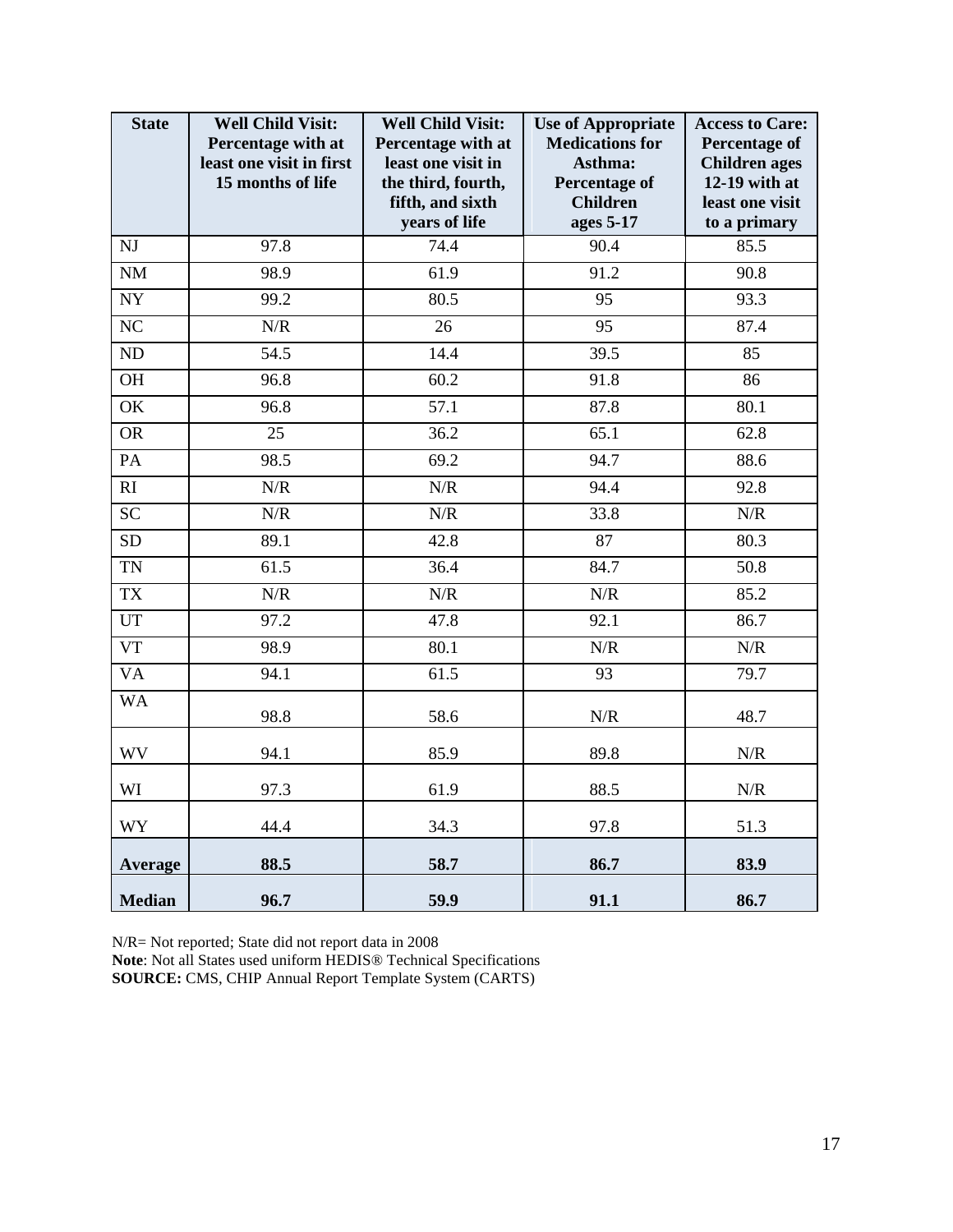| State | Well Child Visit: Percentage with at least one visit in first 15 months of life | Well Child Visit: Percentage with at least one visit in the third, fourth, fifth, and sixth years of life | Use of Appropriate Medications for Asthma: Percentage of Children ages 5-17 | Access to Care: Percentage of Children ages 12-19 with at least one visit to a primary |
|---|---|---|---|---|
| NJ | 97.8 | 74.4 | 90.4 | 85.5 |
| NM | 98.9 | 61.9 | 91.2 | 90.8 |
| NY | 99.2 | 80.5 | 95 | 93.3 |
| NC | N/R | 26 | 95 | 87.4 |
| ND | 54.5 | 14.4 | 39.5 | 85 |
| OH | 96.8 | 60.2 | 91.8 | 86 |
| OK | 96.8 | 57.1 | 87.8 | 80.1 |
| OR | 25 | 36.2 | 65.1 | 62.8 |
| PA | 98.5 | 69.2 | 94.7 | 88.6 |
| RI | N/R | N/R | 94.4 | 92.8 |
| SC | N/R | N/R | 33.8 | N/R |
| SD | 89.1 | 42.8 | 87 | 80.3 |
| TN | 61.5 | 36.4 | 84.7 | 50.8 |
| TX | N/R | N/R | N/R | 85.2 |
| UT | 97.2 | 47.8 | 92.1 | 86.7 |
| VT | 98.9 | 80.1 | N/R | N/R |
| VA | 94.1 | 61.5 | 93 | 79.7 |
| WA | 98.8 | 58.6 | N/R | 48.7 |
| WV | 94.1 | 85.9 | 89.8 | N/R |
| WI | 97.3 | 61.9 | 88.5 | N/R |
| WY | 44.4 | 34.3 | 97.8 | 51.3 |
| **Average** | **88.5** | **58.7** | **86.7** | **83.9** |
| **Median** | **96.7** | **59.9** | **91.1** | **86.7** |

N/R= Not reported; State did not report data in 2008

**Note**: Not all States used uniform HEDIS® Technical Specifications

**SOURCE:** CMS, CHIP Annual Report Template System (CARTS)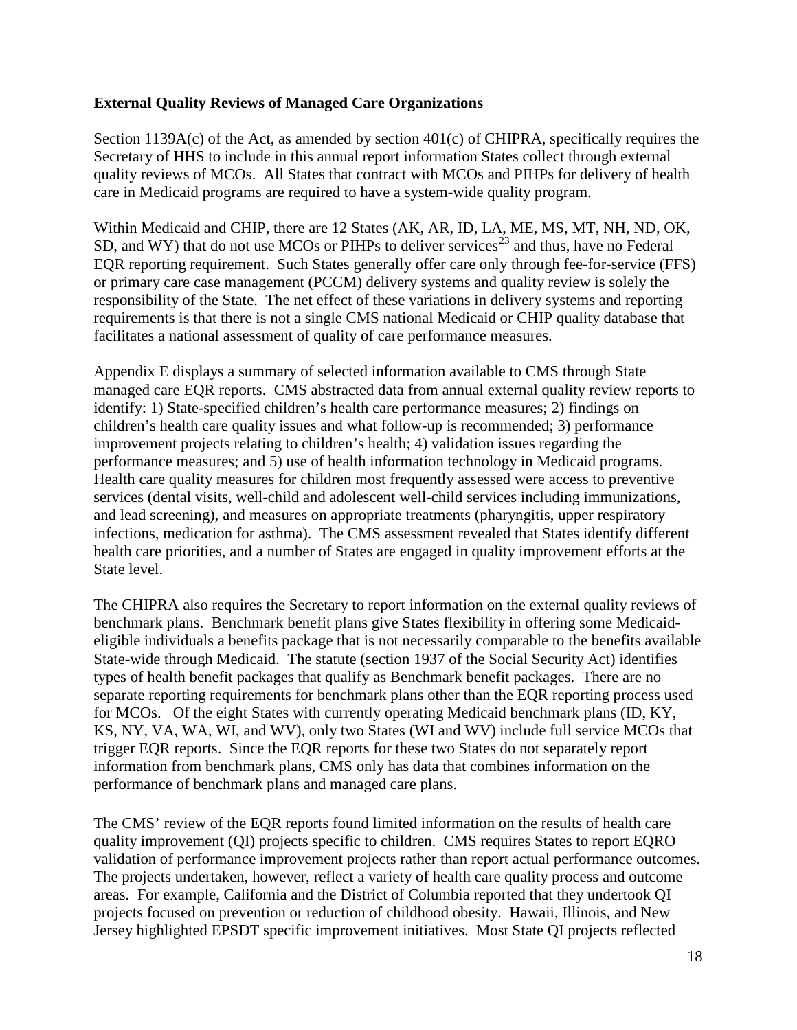**External Quality Reviews of Managed Care Organizations**

Section 1139A(c) of the Act, as amended by section 401(c) of CHIPRA, specifically requires the Secretary of HHS to include in this annual report information States collect through external quality reviews of MCOs. All States that contract with MCOs and PIHPs for delivery of health care in Medicaid programs are required to have a system-wide quality program.

Within Medicaid and CHIP, there are 12 States (AK, AR, ID, LA, ME, MS, MT, NH, ND, OK, SD, and WY) that do not use MCOs or PIHPs to deliver services[23] and thus, have no Federal EQR reporting requirement. Such States generally offer care only through fee-for-service (FFS) or primary care case management (PCCM) delivery systems and quality review is solely the responsibility of the State. The net effect of these variations in delivery systems and reporting requirements is that there is not a single CMS national Medicaid or CHIP quality database that facilitates a national assessment of quality of care performance measures.

Appendix E displays a summary of selected information available to CMS through State managed care EQR reports. CMS abstracted data from annual external quality review reports to identify: 1) State-specified children's health care performance measures; 2) findings on children's health care quality issues and what follow-up is recommended; 3) performance improvement projects relating to children's health; 4) validation issues regarding the performance measures; and 5) use of health information technology in Medicaid programs. Health care quality measures for children most frequently assessed were access to preventive services (dental visits, well-child and adolescent well-child services including immunizations, and lead screening), and measures on appropriate treatments (pharyngitis, upper respiratory infections, medication for asthma). The CMS assessment revealed that States identify different health care priorities, and a number of States are engaged in quality improvement efforts at the State level.

The CHIPRA also requires the Secretary to report information on the external quality reviews of benchmark plans. Benchmark benefit plans give States flexibility in offering some Medicaid-eligible individuals a benefits package that is not necessarily comparable to the benefits available State-wide through Medicaid. The statute (section 1937 of the Social Security Act) identifies types of health benefit packages that qualify as Benchmark benefit packages. There are no separate reporting requirements for benchmark plans other than the EQR reporting process used for MCOs. Of the eight States with currently operating Medicaid benchmark plans (ID, KY, KS, NY, VA, WA, WI, and WV), only two States (WI and WV) include full service MCOs that trigger EQR reports. Since the EQR reports for these two States do not separately report information from benchmark plans, CMS only has data that combines information on the performance of benchmark plans and managed care plans.

The CMS' review of the EQR reports found limited information on the results of health care quality improvement (QI) projects specific to children. CMS requires States to report EQRO validation of performance improvement projects rather than report actual performance outcomes. The projects undertaken, however, reflect a variety of health care quality process and outcome areas. For example, California and the District of Columbia reported that they undertook QI projects focused on prevention or reduction of childhood obesity. Hawaii, Illinois, and New Jersey highlighted EPSDT specific improvement initiatives. Most State QI projects reflected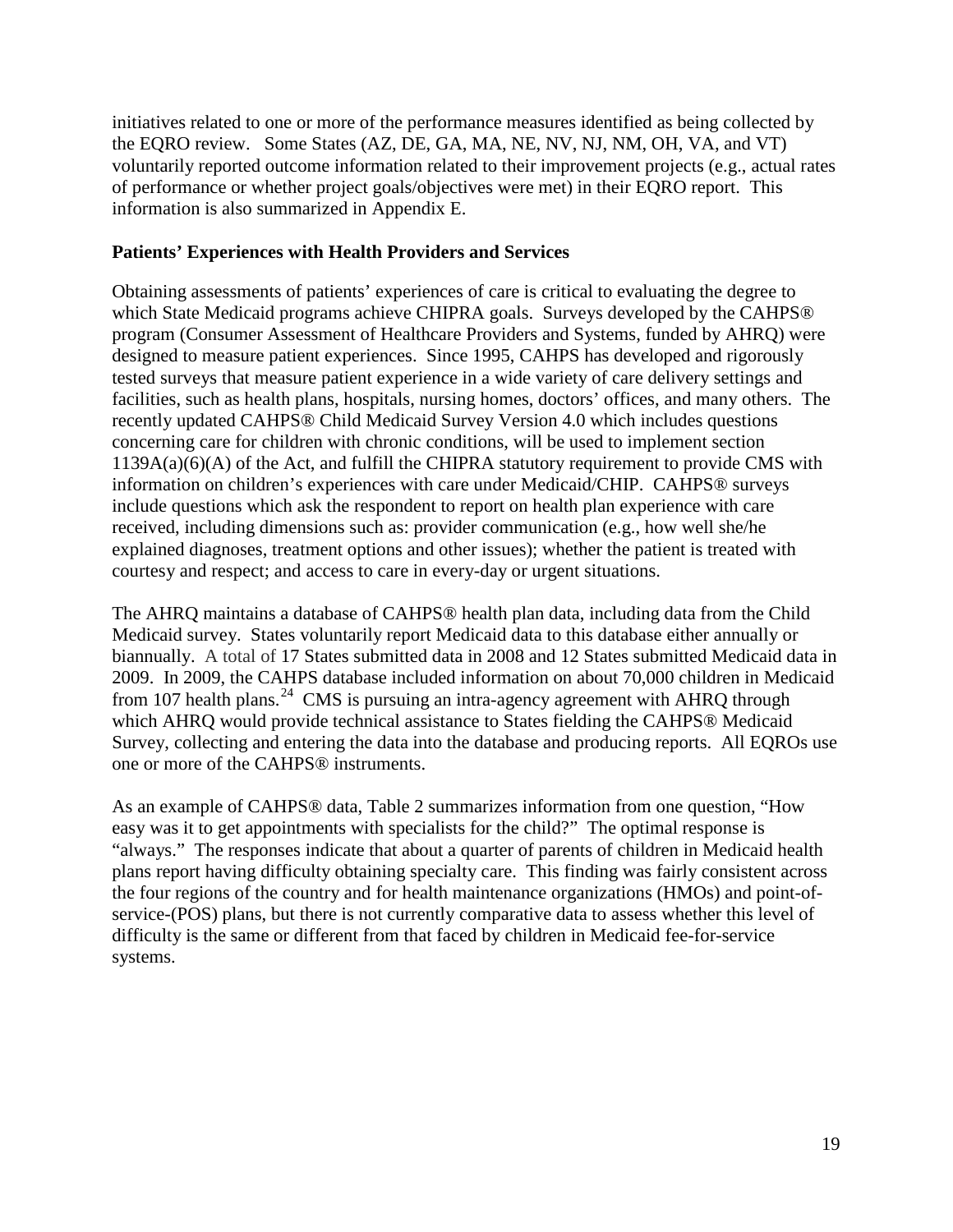initiatives related to one or more of the performance measures identified as being collected by the EQRO review. Some States (AZ, DE, GA, MA, NE, NV, NJ, NM, OH, VA, and VT) voluntarily reported outcome information related to their improvement projects (e.g., actual rates of performance or whether project goals/objectives were met) in their EQRO report. This information is also summarized in Appendix E.

**Patients' Experiences with Health Providers and Services**

Obtaining assessments of patients' experiences of care is critical to evaluating the degree to which State Medicaid programs achieve CHIPRA goals. Surveys developed by the CAHPS® program (Consumer Assessment of Healthcare Providers and Systems, funded by AHRQ) were designed to measure patient experiences. Since 1995, CAHPS has developed and rigorously tested surveys that measure patient experience in a wide variety of care delivery settings and facilities, such as health plans, hospitals, nursing homes, doctors' offices, and many others. The recently updated CAHPS® Child Medicaid Survey Version 4.0 which includes questions concerning care for children with chronic conditions, will be used to implement section 1139A(a)(6)(A) of the Act, and fulfill the CHIPRA statutory requirement to provide CMS with information on children's experiences with care under Medicaid/CHIP. CAHPS® surveys include questions which ask the respondent to report on health plan experience with care received, including dimensions such as: provider communication (e.g., how well she/he explained diagnoses, treatment options and other issues); whether the patient is treated with courtesy and respect; and access to care in every-day or urgent situations.

The AHRQ maintains a database of CAHPS® health plan data, including data from the Child Medicaid survey. States voluntarily report Medicaid data to this database either annually or biannually. A total of 17 States submitted data in 2008 and 12 States submitted Medicaid data in 2009. In 2009, the CAHPS database included information on about 70,000 children in Medicaid from 107 health plans.[24] CMS is pursuing an intra-agency agreement with AHRQ through which AHRQ would provide technical assistance to States fielding the CAHPS® Medicaid Survey, collecting and entering the data into the database and producing reports. All EQROs use one or more of the CAHPS® instruments.

As an example of CAHPS® data, Table 2 summarizes information from one question, "How easy was it to get appointments with specialists for the child?" The optimal response is "always." The responses indicate that about a quarter of parents of children in Medicaid health plans report having difficulty obtaining specialty care. This finding was fairly consistent across the four regions of the country and for health maintenance organizations (HMOs) and point-of-service-(POS) plans, but there is not currently comparative data to assess whether this level of difficulty is the same or different from that faced by children in Medicaid fee-for-service systems.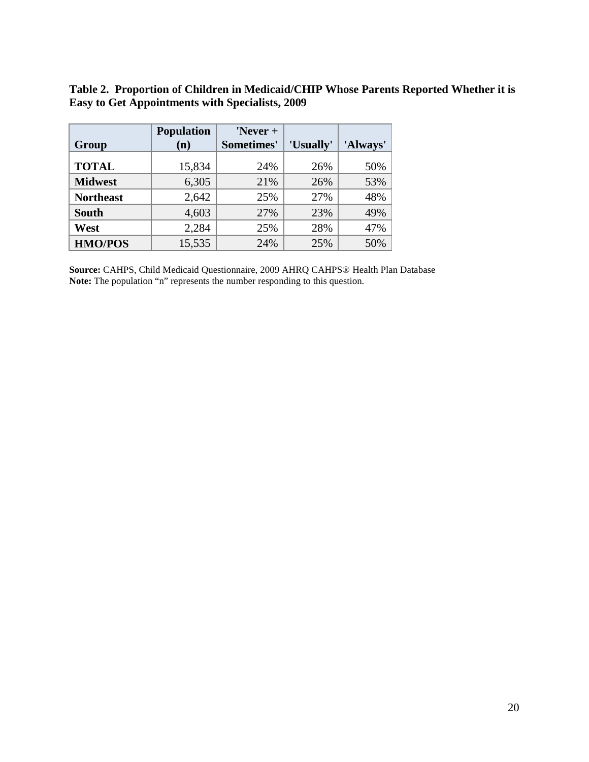**Table 2. Proportion of Children in Medicaid/CHIP Whose Parents Reported Whether it is Easy to Get Appointments with Specialists, 2009**

| Group | Population (n) | 'Never + Sometimes' | 'Usually' | 'Always' |
|---|---|---|---|---|
| **TOTAL** | 15,834 | 24% | 26% | 50% |
| **Midwest** | 6,305 | 21% | 26% | 53% |
| **Northeast** | 2,642 | 25% | 27% | 48% |
| **South** | 4,603 | 27% | 23% | 49% |
| **West** | 2,284 | 25% | 28% | 47% |
| **HMO/POS** | 15,535 | 24% | 25% | 50% |

**Source:** CAHPS, Child Medicaid Questionnaire, 2009 AHRQ CAHPS® Health Plan Database
**Note:** The population "n" represents the number responding to this question.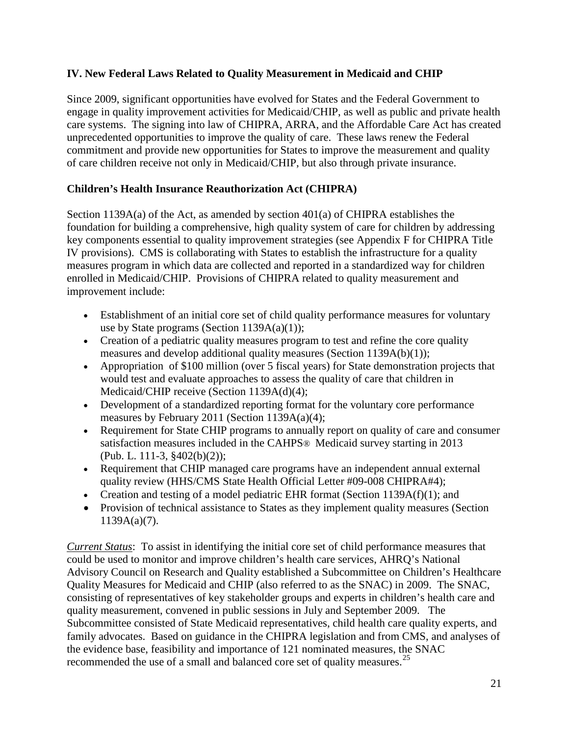## IV. New Federal Laws Related to Quality Measurement in Medicaid and CHIP

Since 2009, significant opportunities have evolved for States and the Federal Government to engage in quality improvement activities for Medicaid/CHIP, as well as public and private health care systems. The signing into law of CHIPRA, ARRA, and the Affordable Care Act has created unprecedented opportunities to improve the quality of care. These laws renew the Federal commitment and provide new opportunities for States to improve the measurement and quality of care children receive not only in Medicaid/CHIP, but also through private insurance.

### Children's Health Insurance Reauthorization Act (CHIPRA)

Section 1139A(a) of the Act, as amended by section 401(a) of CHIPRA establishes the foundation for building a comprehensive, high quality system of care for children by addressing key components essential to quality improvement strategies (see Appendix F for CHIPRA Title IV provisions). CMS is collaborating with States to establish the infrastructure for a quality measures program in which data are collected and reported in a standardized way for children enrolled in Medicaid/CHIP. Provisions of CHIPRA related to quality measurement and improvement include:

- Establishment of an initial core set of child quality performance measures for voluntary use by State programs (Section 1139A(a)(1));
- Creation of a pediatric quality measures program to test and refine the core quality measures and develop additional quality measures (Section 1139A(b)(1));
- Appropriation of $100 million (over 5 fiscal years) for State demonstration projects that would test and evaluate approaches to assess the quality of care that children in Medicaid/CHIP receive (Section 1139A(d)(4);
- Development of a standardized reporting format for the voluntary core performance measures by February 2011 (Section 1139A(a)(4);
- Requirement for State CHIP programs to annually report on quality of care and consumer satisfaction measures included in the CAHPS® Medicaid survey starting in 2013 (Pub. L. 111-3, §402(b)(2));
- Requirement that CHIP managed care programs have an independent annual external quality review (HHS/CMS State Health Official Letter #09-008 CHIPRA#4);
- Creation and testing of a model pediatric EHR format (Section 1139A(f)(1); and
- Provision of technical assistance to States as they implement quality measures (Section 1139A(a)(7).

*Current Status*: To assist in identifying the initial core set of child performance measures that could be used to monitor and improve children's health care services, AHRQ's National Advisory Council on Research and Quality established a Subcommittee on Children's Healthcare Quality Measures for Medicaid and CHIP (also referred to as the SNAC) in 2009. The SNAC, consisting of representatives of key stakeholder groups and experts in children's health care and quality measurement, convened in public sessions in July and September 2009. The Subcommittee consisted of State Medicaid representatives, child health care quality experts, and family advocates. Based on guidance in the CHIPRA legislation and from CMS, and analyses of the evidence base, feasibility and importance of 121 nominated measures, the SNAC recommended the use of a small and balanced core set of quality measures.[25]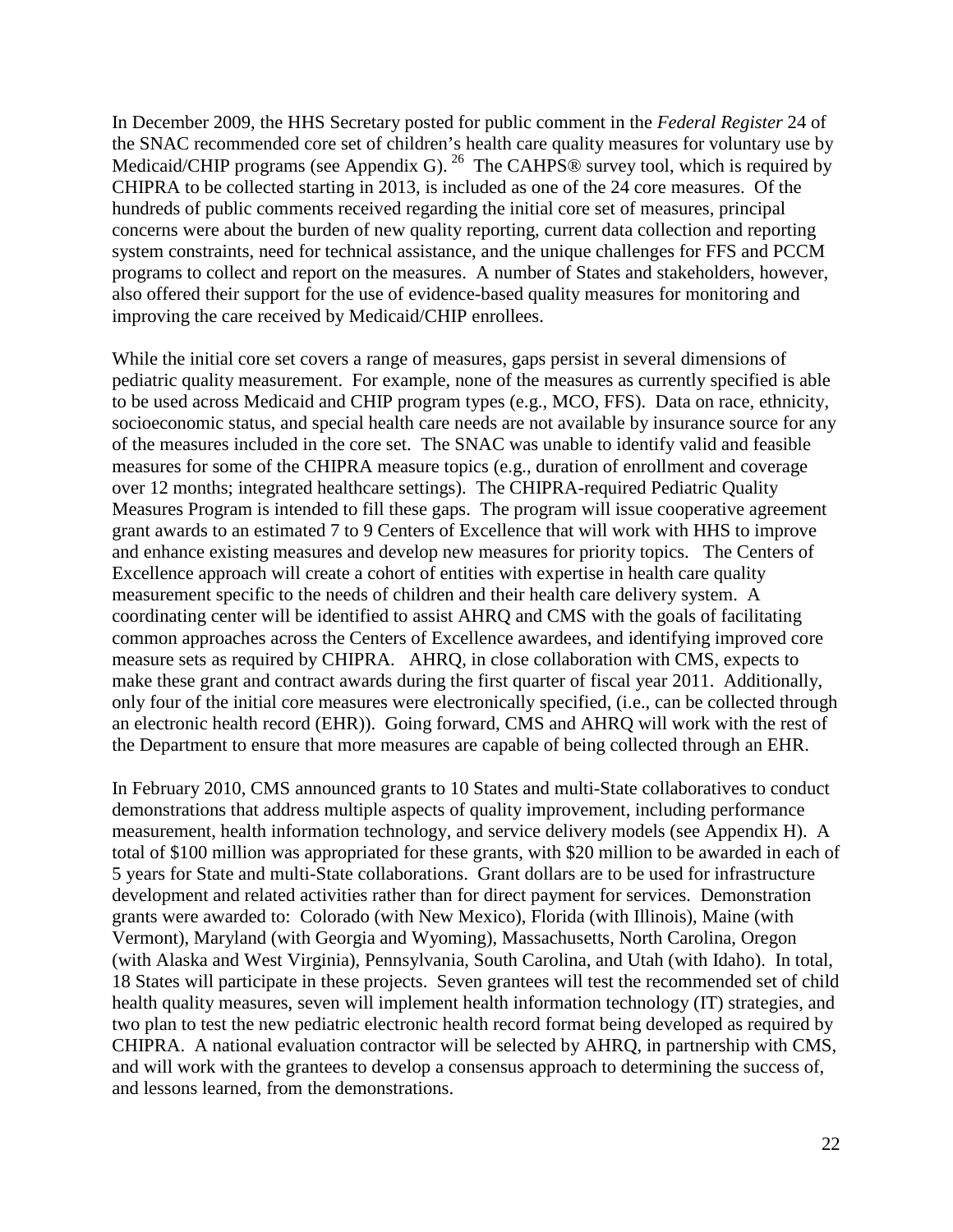In December 2009, the HHS Secretary posted for public comment in the *Federal Register* 24 of the SNAC recommended core set of children's health care quality measures for voluntary use by Medicaid/CHIP programs (see Appendix G). [26] The CAHPS® survey tool, which is required by CHIPRA to be collected starting in 2013, is included as one of the 24 core measures. Of the hundreds of public comments received regarding the initial core set of measures, principal concerns were about the burden of new quality reporting, current data collection and reporting system constraints, need for technical assistance, and the unique challenges for FFS and PCCM programs to collect and report on the measures. A number of States and stakeholders, however, also offered their support for the use of evidence-based quality measures for monitoring and improving the care received by Medicaid/CHIP enrollees.

While the initial core set covers a range of measures, gaps persist in several dimensions of pediatric quality measurement. For example, none of the measures as currently specified is able to be used across Medicaid and CHIP program types (e.g., MCO, FFS). Data on race, ethnicity, socioeconomic status, and special health care needs are not available by insurance source for any of the measures included in the core set. The SNAC was unable to identify valid and feasible measures for some of the CHIPRA measure topics (e.g., duration of enrollment and coverage over 12 months; integrated healthcare settings). The CHIPRA-required Pediatric Quality Measures Program is intended to fill these gaps. The program will issue cooperative agreement grant awards to an estimated 7 to 9 Centers of Excellence that will work with HHS to improve and enhance existing measures and develop new measures for priority topics. The Centers of Excellence approach will create a cohort of entities with expertise in health care quality measurement specific to the needs of children and their health care delivery system. A coordinating center will be identified to assist AHRQ and CMS with the goals of facilitating common approaches across the Centers of Excellence awardees, and identifying improved core measure sets as required by CHIPRA. AHRQ, in close collaboration with CMS, expects to make these grant and contract awards during the first quarter of fiscal year 2011. Additionally, only four of the initial core measures were electronically specified, (i.e., can be collected through an electronic health record (EHR)). Going forward, CMS and AHRQ will work with the rest of the Department to ensure that more measures are capable of being collected through an EHR.

In February 2010, CMS announced grants to 10 States and multi-State collaboratives to conduct demonstrations that address multiple aspects of quality improvement, including performance measurement, health information technology, and service delivery models (see Appendix H). A total of $100 million was appropriated for these grants, with $20 million to be awarded in each of 5 years for State and multi-State collaborations. Grant dollars are to be used for infrastructure development and related activities rather than for direct payment for services. Demonstration grants were awarded to: Colorado (with New Mexico), Florida (with Illinois), Maine (with Vermont), Maryland (with Georgia and Wyoming), Massachusetts, North Carolina, Oregon (with Alaska and West Virginia), Pennsylvania, South Carolina, and Utah (with Idaho). In total, 18 States will participate in these projects. Seven grantees will test the recommended set of child health quality measures, seven will implement health information technology (IT) strategies, and two plan to test the new pediatric electronic health record format being developed as required by CHIPRA. A national evaluation contractor will be selected by AHRQ, in partnership with CMS, and will work with the grantees to develop a consensus approach to determining the success of, and lessons learned, from the demonstrations.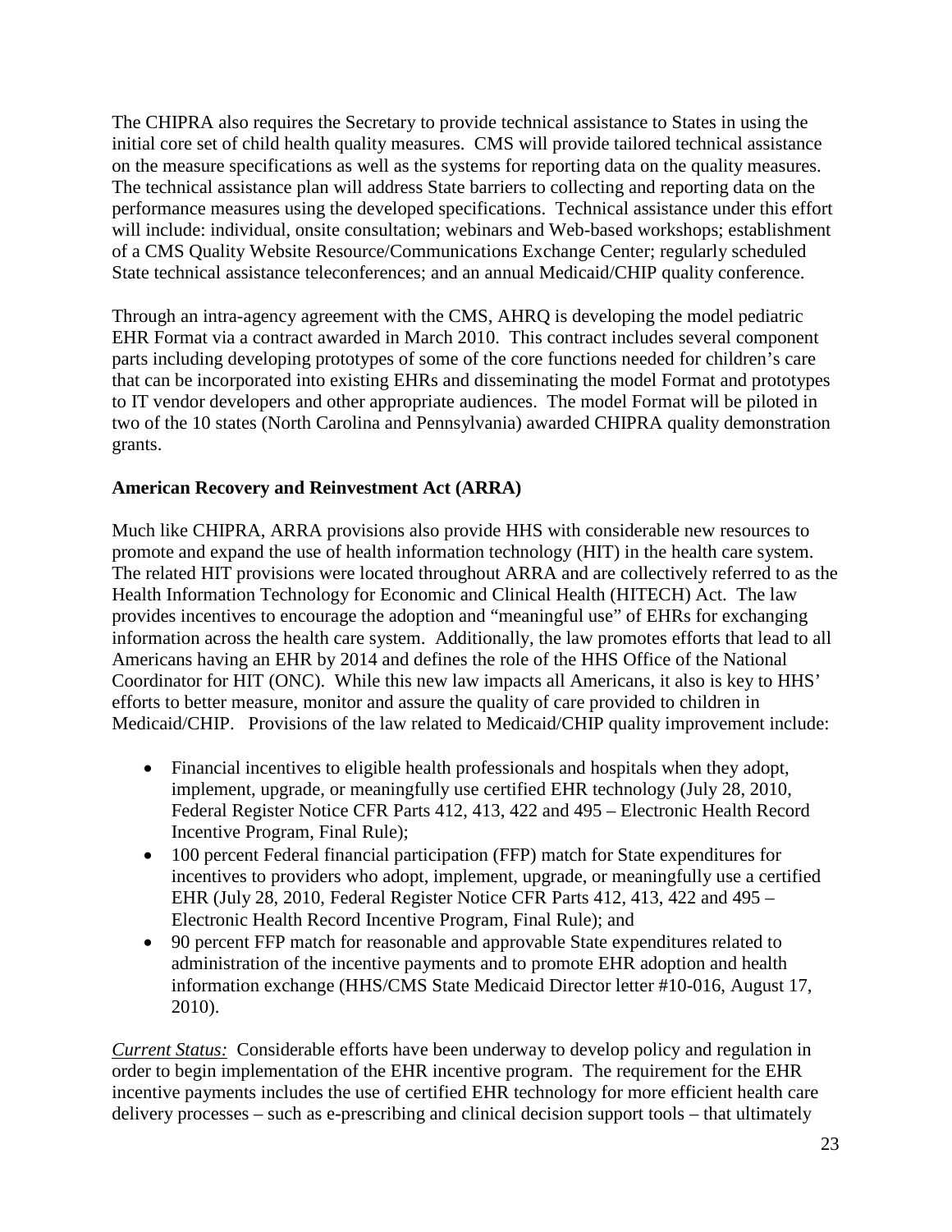The CHIPRA also requires the Secretary to provide technical assistance to States in using the initial core set of child health quality measures. CMS will provide tailored technical assistance on the measure specifications as well as the systems for reporting data on the quality measures. The technical assistance plan will address State barriers to collecting and reporting data on the performance measures using the developed specifications. Technical assistance under this effort will include: individual, onsite consultation; webinars and Web-based workshops; establishment of a CMS Quality Website Resource/Communications Exchange Center; regularly scheduled State technical assistance teleconferences; and an annual Medicaid/CHIP quality conference.

Through an intra-agency agreement with the CMS, AHRQ is developing the model pediatric EHR Format via a contract awarded in March 2010. This contract includes several component parts including developing prototypes of some of the core functions needed for children's care that can be incorporated into existing EHRs and disseminating the model Format and prototypes to IT vendor developers and other appropriate audiences. The model Format will be piloted in two of the 10 states (North Carolina and Pennsylvania) awarded CHIPRA quality demonstration grants.

**American Recovery and Reinvestment Act (ARRA)**

Much like CHIPRA, ARRA provisions also provide HHS with considerable new resources to promote and expand the use of health information technology (HIT) in the health care system. The related HIT provisions were located throughout ARRA and are collectively referred to as the Health Information Technology for Economic and Clinical Health (HITECH) Act. The law provides incentives to encourage the adoption and "meaningful use" of EHRs for exchanging information across the health care system. Additionally, the law promotes efforts that lead to all Americans having an EHR by 2014 and defines the role of the HHS Office of the National Coordinator for HIT (ONC). While this new law impacts all Americans, it also is key to HHS' efforts to better measure, monitor and assure the quality of care provided to children in Medicaid/CHIP. Provisions of the law related to Medicaid/CHIP quality improvement include:

- Financial incentives to eligible health professionals and hospitals when they adopt, implement, upgrade, or meaningfully use certified EHR technology (July 28, 2010, Federal Register Notice CFR Parts 412, 413, 422 and 495 – Electronic Health Record Incentive Program, Final Rule);
- 100 percent Federal financial participation (FFP) match for State expenditures for incentives to providers who adopt, implement, upgrade, or meaningfully use a certified EHR (July 28, 2010, Federal Register Notice CFR Parts 412, 413, 422 and 495 – Electronic Health Record Incentive Program, Final Rule); and
- 90 percent FFP match for reasonable and approvable State expenditures related to administration of the incentive payments and to promote EHR adoption and health information exchange (HHS/CMS State Medicaid Director letter #10-016, August 17, 2010).

*Current Status:* Considerable efforts have been underway to develop policy and regulation in order to begin implementation of the EHR incentive program. The requirement for the EHR incentive payments includes the use of certified EHR technology for more efficient health care delivery processes – such as e-prescribing and clinical decision support tools – that ultimately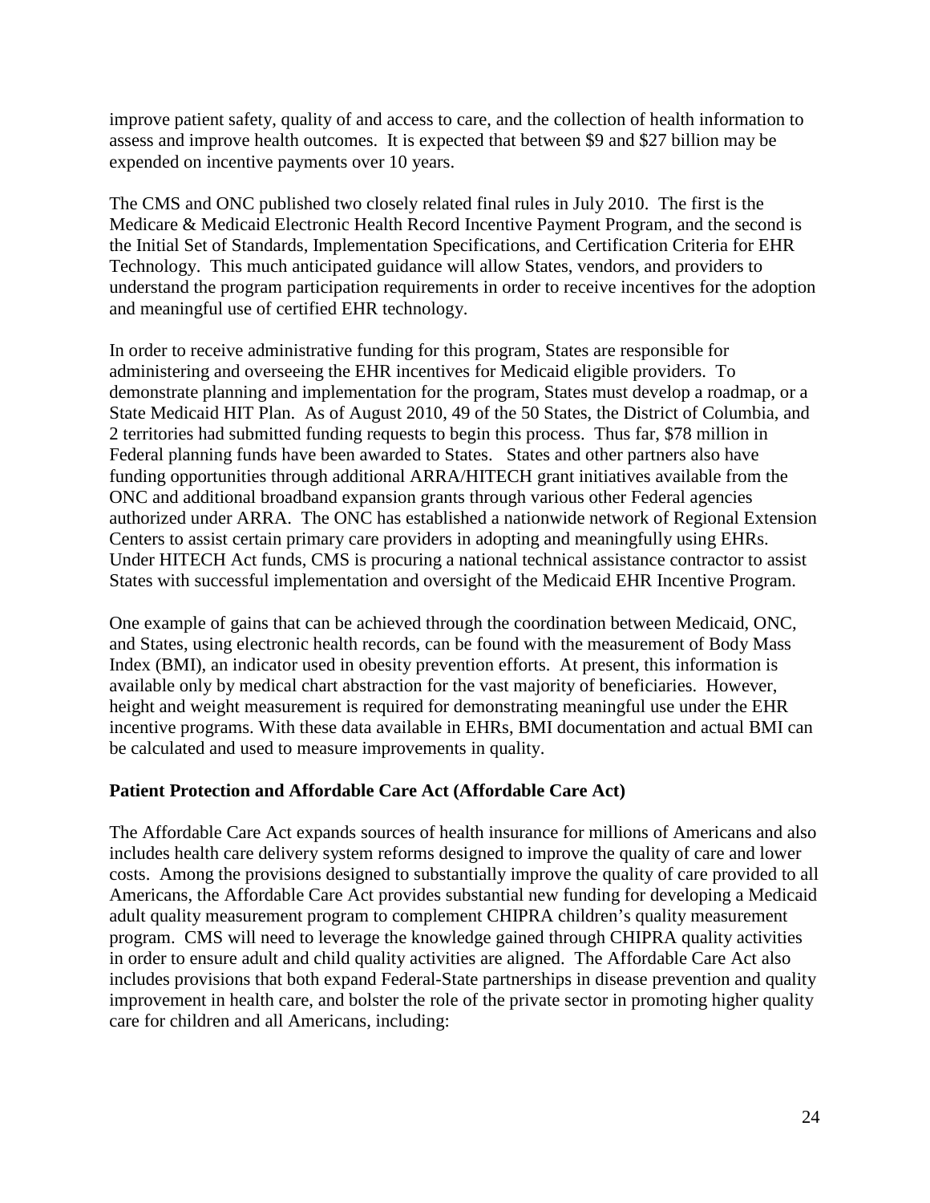improve patient safety, quality of and access to care, and the collection of health information to assess and improve health outcomes. It is expected that between $9 and $27 billion may be expended on incentive payments over 10 years.

The CMS and ONC published two closely related final rules in July 2010. The first is the Medicare & Medicaid Electronic Health Record Incentive Payment Program, and the second is the Initial Set of Standards, Implementation Specifications, and Certification Criteria for EHR Technology. This much anticipated guidance will allow States, vendors, and providers to understand the program participation requirements in order to receive incentives for the adoption and meaningful use of certified EHR technology.

In order to receive administrative funding for this program, States are responsible for administering and overseeing the EHR incentives for Medicaid eligible providers. To demonstrate planning and implementation for the program, States must develop a roadmap, or a State Medicaid HIT Plan. As of August 2010, 49 of the 50 States, the District of Columbia, and 2 territories had submitted funding requests to begin this process. Thus far, $78 million in Federal planning funds have been awarded to States. States and other partners also have funding opportunities through additional ARRA/HITECH grant initiatives available from the ONC and additional broadband expansion grants through various other Federal agencies authorized under ARRA. The ONC has established a nationwide network of Regional Extension Centers to assist certain primary care providers in adopting and meaningfully using EHRs. Under HITECH Act funds, CMS is procuring a national technical assistance contractor to assist States with successful implementation and oversight of the Medicaid EHR Incentive Program.

One example of gains that can be achieved through the coordination between Medicaid, ONC, and States, using electronic health records, can be found with the measurement of Body Mass Index (BMI), an indicator used in obesity prevention efforts. At present, this information is available only by medical chart abstraction for the vast majority of beneficiaries. However, height and weight measurement is required for demonstrating meaningful use under the EHR incentive programs. With these data available in EHRs, BMI documentation and actual BMI can be calculated and used to measure improvements in quality.

**Patient Protection and Affordable Care Act (Affordable Care Act)**

The Affordable Care Act expands sources of health insurance for millions of Americans and also includes health care delivery system reforms designed to improve the quality of care and lower costs. Among the provisions designed to substantially improve the quality of care provided to all Americans, the Affordable Care Act provides substantial new funding for developing a Medicaid adult quality measurement program to complement CHIPRA children's quality measurement program. CMS will need to leverage the knowledge gained through CHIPRA quality activities in order to ensure adult and child quality activities are aligned. The Affordable Care Act also includes provisions that both expand Federal-State partnerships in disease prevention and quality improvement in health care, and bolster the role of the private sector in promoting higher quality care for children and all Americans, including: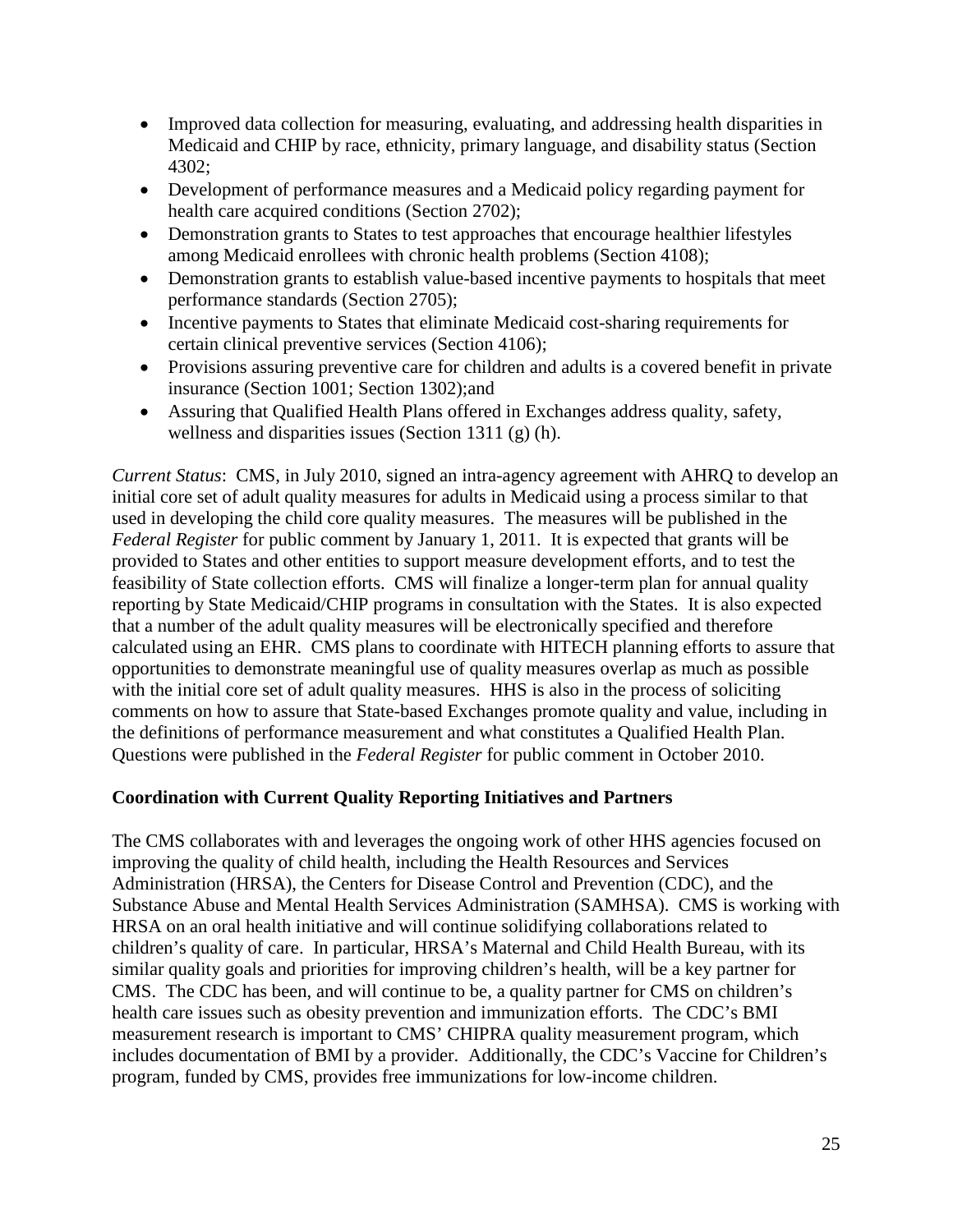- Improved data collection for measuring, evaluating, and addressing health disparities in Medicaid and CHIP by race, ethnicity, primary language, and disability status (Section 4302;
- Development of performance measures and a Medicaid policy regarding payment for health care acquired conditions (Section 2702);
- Demonstration grants to States to test approaches that encourage healthier lifestyles among Medicaid enrollees with chronic health problems (Section 4108);
- Demonstration grants to establish value-based incentive payments to hospitals that meet performance standards (Section 2705);
- Incentive payments to States that eliminate Medicaid cost-sharing requirements for certain clinical preventive services (Section 4106);
- Provisions assuring preventive care for children and adults is a covered benefit in private insurance (Section 1001; Section 1302);and
- Assuring that Qualified Health Plans offered in Exchanges address quality, safety, wellness and disparities issues (Section 1311 (g) (h).

*Current Status*: CMS, in July 2010, signed an intra-agency agreement with AHRQ to develop an initial core set of adult quality measures for adults in Medicaid using a process similar to that used in developing the child core quality measures. The measures will be published in the *Federal Register* for public comment by January 1, 2011. It is expected that grants will be provided to States and other entities to support measure development efforts, and to test the feasibility of State collection efforts. CMS will finalize a longer-term plan for annual quality reporting by State Medicaid/CHIP programs in consultation with the States. It is also expected that a number of the adult quality measures will be electronically specified and therefore calculated using an EHR. CMS plans to coordinate with HITECH planning efforts to assure that opportunities to demonstrate meaningful use of quality measures overlap as much as possible with the initial core set of adult quality measures. HHS is also in the process of soliciting comments on how to assure that State-based Exchanges promote quality and value, including in the definitions of performance measurement and what constitutes a Qualified Health Plan. Questions were published in the *Federal Register* for public comment in October 2010.

**Coordination with Current Quality Reporting Initiatives and Partners**

The CMS collaborates with and leverages the ongoing work of other HHS agencies focused on improving the quality of child health, including the Health Resources and Services Administration (HRSA), the Centers for Disease Control and Prevention (CDC), and the Substance Abuse and Mental Health Services Administration (SAMHSA). CMS is working with HRSA on an oral health initiative and will continue solidifying collaborations related to children's quality of care. In particular, HRSA's Maternal and Child Health Bureau, with its similar quality goals and priorities for improving children's health, will be a key partner for CMS. The CDC has been, and will continue to be, a quality partner for CMS on children's health care issues such as obesity prevention and immunization efforts. The CDC's BMI measurement research is important to CMS' CHIPRA quality measurement program, which includes documentation of BMI by a provider. Additionally, the CDC's Vaccine for Children's program, funded by CMS, provides free immunizations for low-income children.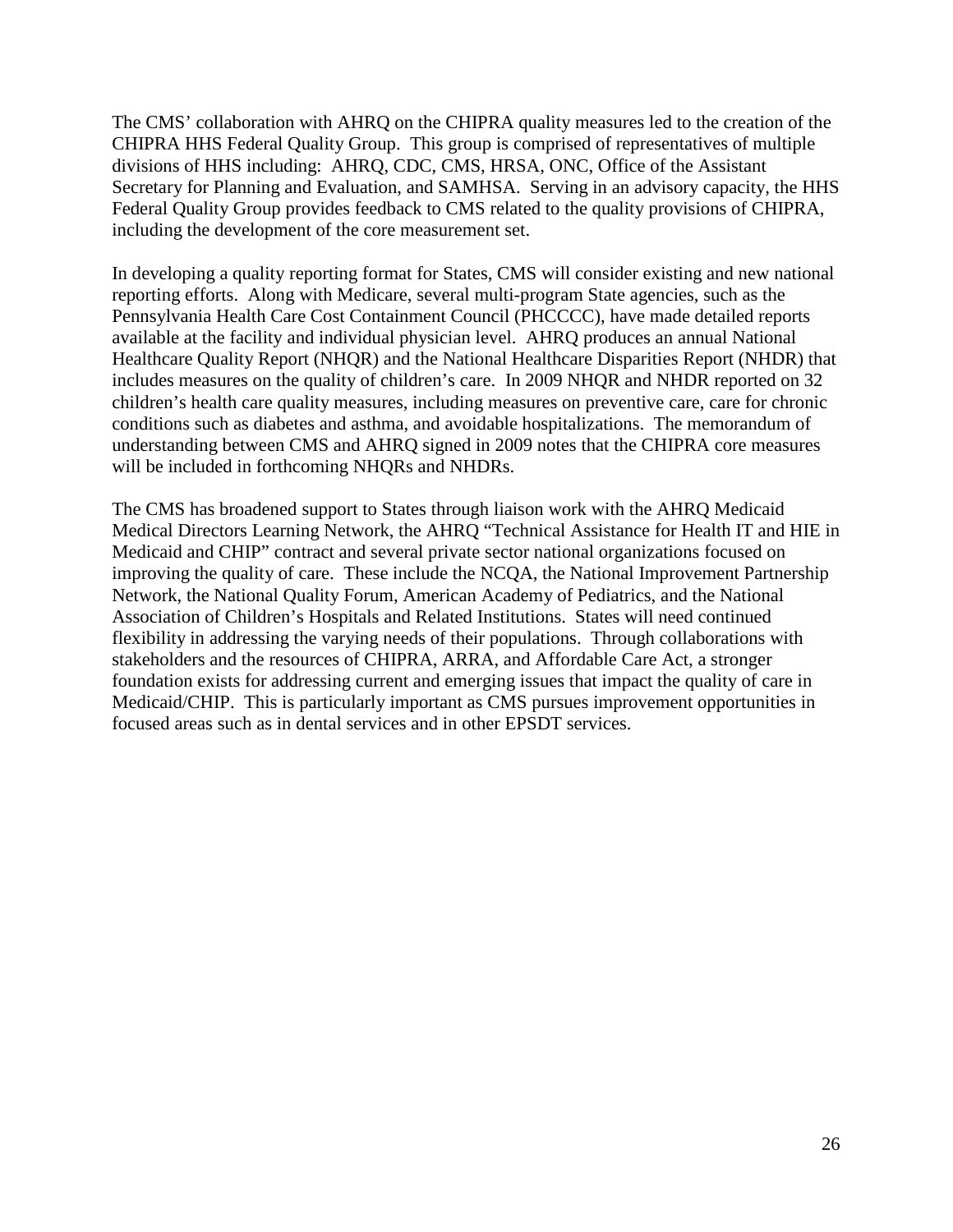The CMS' collaboration with AHRQ on the CHIPRA quality measures led to the creation of the CHIPRA HHS Federal Quality Group. This group is comprised of representatives of multiple divisions of HHS including: AHRQ, CDC, CMS, HRSA, ONC, Office of the Assistant Secretary for Planning and Evaluation, and SAMHSA. Serving in an advisory capacity, the HHS Federal Quality Group provides feedback to CMS related to the quality provisions of CHIPRA, including the development of the core measurement set.

In developing a quality reporting format for States, CMS will consider existing and new national reporting efforts. Along with Medicare, several multi-program State agencies, such as the Pennsylvania Health Care Cost Containment Council (PHCCCC), have made detailed reports available at the facility and individual physician level. AHRQ produces an annual National Healthcare Quality Report (NHQR) and the National Healthcare Disparities Report (NHDR) that includes measures on the quality of children's care. In 2009 NHQR and NHDR reported on 32 children's health care quality measures, including measures on preventive care, care for chronic conditions such as diabetes and asthma, and avoidable hospitalizations. The memorandum of understanding between CMS and AHRQ signed in 2009 notes that the CHIPRA core measures will be included in forthcoming NHQRs and NHDRs.

The CMS has broadened support to States through liaison work with the AHRQ Medicaid Medical Directors Learning Network, the AHRQ "Technical Assistance for Health IT and HIE in Medicaid and CHIP" contract and several private sector national organizations focused on improving the quality of care. These include the NCQA, the National Improvement Partnership Network, the National Quality Forum, American Academy of Pediatrics, and the National Association of Children's Hospitals and Related Institutions. States will need continued flexibility in addressing the varying needs of their populations. Through collaborations with stakeholders and the resources of CHIPRA, ARRA, and Affordable Care Act, a stronger foundation exists for addressing current and emerging issues that impact the quality of care in Medicaid/CHIP. This is particularly important as CMS pursues improvement opportunities in focused areas such as in dental services and in other EPSDT services.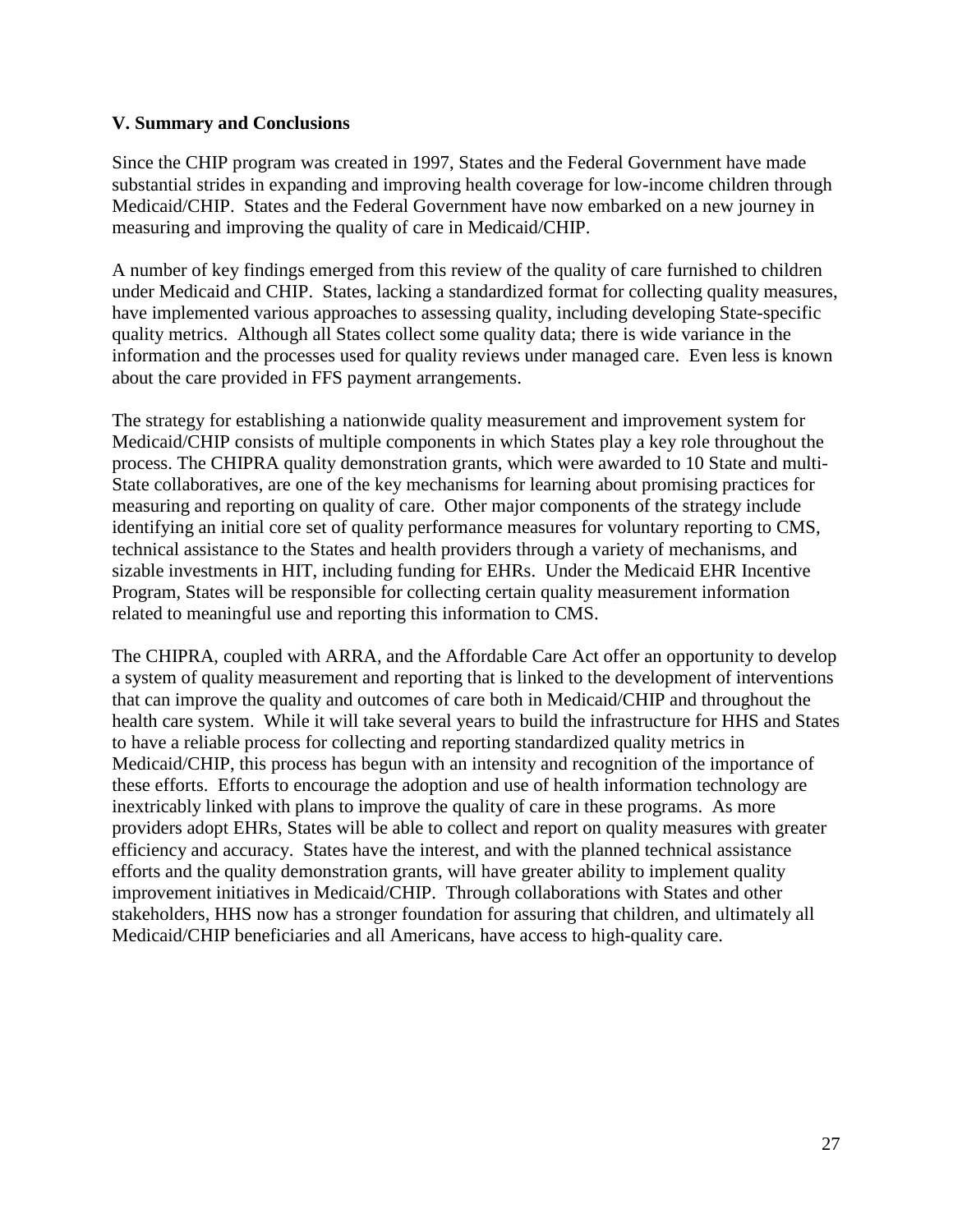## V. Summary and Conclusions

Since the CHIP program was created in 1997, States and the Federal Government have made substantial strides in expanding and improving health coverage for low-income children through Medicaid/CHIP. States and the Federal Government have now embarked on a new journey in measuring and improving the quality of care in Medicaid/CHIP.

A number of key findings emerged from this review of the quality of care furnished to children under Medicaid and CHIP. States, lacking a standardized format for collecting quality measures, have implemented various approaches to assessing quality, including developing State-specific quality metrics. Although all States collect some quality data; there is wide variance in the information and the processes used for quality reviews under managed care. Even less is known about the care provided in FFS payment arrangements.

The strategy for establishing a nationwide quality measurement and improvement system for Medicaid/CHIP consists of multiple components in which States play a key role throughout the process. The CHIPRA quality demonstration grants, which were awarded to 10 State and multi-State collaboratives, are one of the key mechanisms for learning about promising practices for measuring and reporting on quality of care. Other major components of the strategy include identifying an initial core set of quality performance measures for voluntary reporting to CMS, technical assistance to the States and health providers through a variety of mechanisms, and sizable investments in HIT, including funding for EHRs. Under the Medicaid EHR Incentive Program, States will be responsible for collecting certain quality measurement information related to meaningful use and reporting this information to CMS.

The CHIPRA, coupled with ARRA, and the Affordable Care Act offer an opportunity to develop a system of quality measurement and reporting that is linked to the development of interventions that can improve the quality and outcomes of care both in Medicaid/CHIP and throughout the health care system. While it will take several years to build the infrastructure for HHS and States to have a reliable process for collecting and reporting standardized quality metrics in Medicaid/CHIP, this process has begun with an intensity and recognition of the importance of these efforts. Efforts to encourage the adoption and use of health information technology are inextricably linked with plans to improve the quality of care in these programs. As more providers adopt EHRs, States will be able to collect and report on quality measures with greater efficiency and accuracy. States have the interest, and with the planned technical assistance efforts and the quality demonstration grants, will have greater ability to implement quality improvement initiatives in Medicaid/CHIP. Through collaborations with States and other stakeholders, HHS now has a stronger foundation for assuring that children, and ultimately all Medicaid/CHIP beneficiaries and all Americans, have access to high-quality care.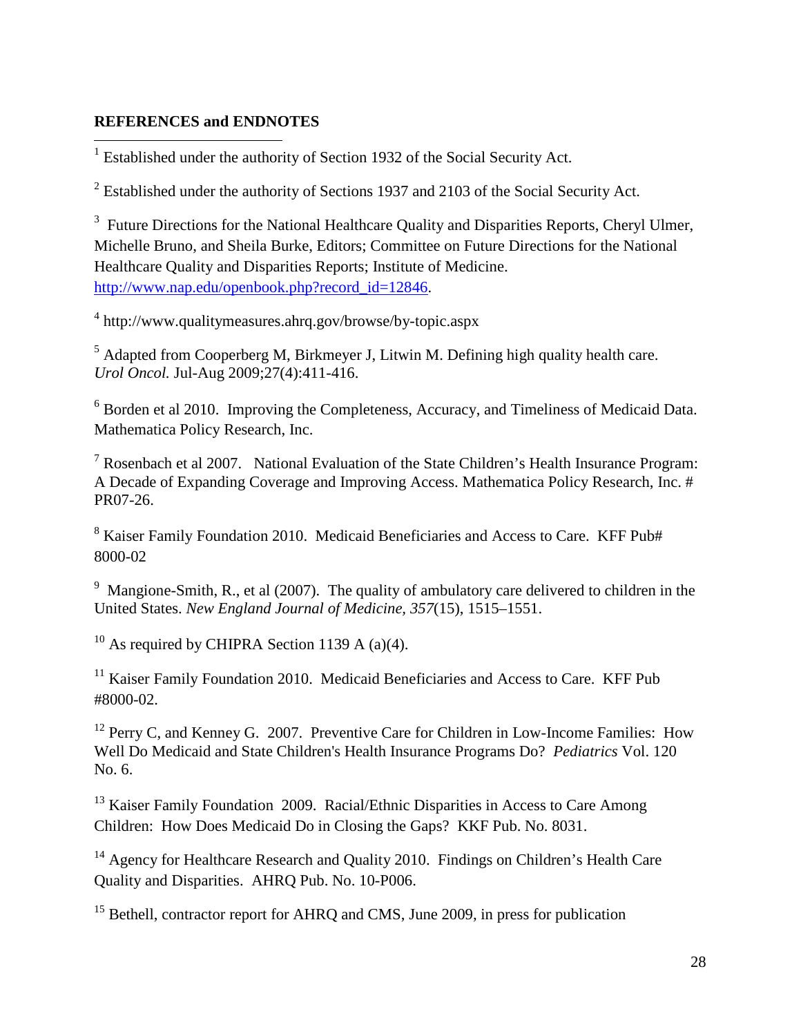**REFERENCES and ENDNOTES**

[1] Established under the authority of Section 1932 of the Social Security Act.

[2] Established under the authority of Sections 1937 and 2103 of the Social Security Act.

[3] Future Directions for the National Healthcare Quality and Disparities Reports, Cheryl Ulmer, Michelle Bruno, and Sheila Burke, Editors; Committee on Future Directions for the National Healthcare Quality and Disparities Reports; Institute of Medicine. http://www.nap.edu/openbook.php?record_id=12846.

[4] http://www.qualitymeasures.ahrq.gov/browse/by-topic.aspx

[5] Adapted from Cooperberg M, Birkmeyer J, Litwin M. Defining high quality health care. *Urol Oncol.* Jul-Aug 2009;27(4):411-416.

[6] Borden et al 2010. Improving the Completeness, Accuracy, and Timeliness of Medicaid Data. Mathematica Policy Research, Inc.

[7] Rosenbach et al 2007. National Evaluation of the State Children's Health Insurance Program: A Decade of Expanding Coverage and Improving Access. Mathematica Policy Research, Inc. # PR07-26.

[8] Kaiser Family Foundation 2010. Medicaid Beneficiaries and Access to Care. KFF Pub# 8000-02

[9] Mangione-Smith, R., et al (2007). The quality of ambulatory care delivered to children in the United States. *New England Journal of Medicine, 357*(15), 1515–1551.

[10] As required by CHIPRA Section 1139 A (a)(4).

[11] Kaiser Family Foundation 2010. Medicaid Beneficiaries and Access to Care. KFF Pub #8000-02.

[12] Perry C, and Kenney G. 2007. Preventive Care for Children in Low-Income Families: How Well Do Medicaid and State Children's Health Insurance Programs Do? *Pediatrics* Vol. 120 No. 6.

[13] Kaiser Family Foundation 2009. Racial/Ethnic Disparities in Access to Care Among Children: How Does Medicaid Do in Closing the Gaps? KKF Pub. No. 8031.

[14] Agency for Healthcare Research and Quality 2010. Findings on Children's Health Care Quality and Disparities. AHRQ Pub. No. 10-P006.

[15] Bethell, contractor report for AHRQ and CMS, June 2009, in press for publication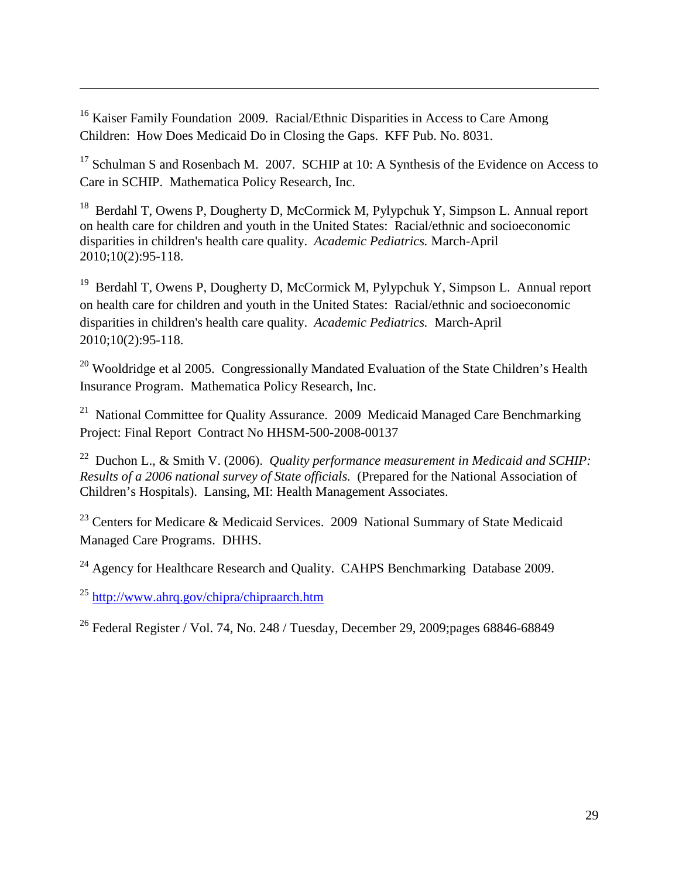[16] Kaiser Family Foundation 2009. Racial/Ethnic Disparities in Access to Care Among Children: How Does Medicaid Do in Closing the Gaps. KFF Pub. No. 8031.

[17] Schulman S and Rosenbach M. 2007. SCHIP at 10: A Synthesis of the Evidence on Access to Care in SCHIP. Mathematica Policy Research, Inc.

[18] Berdahl T, Owens P, Dougherty D, McCormick M, Pylypchuk Y, Simpson L. Annual report on health care for children and youth in the United States: Racial/ethnic and socioeconomic disparities in children's health care quality. *Academic Pediatrics.* March-April 2010;10(2):95-118.

[19] Berdahl T, Owens P, Dougherty D, McCormick M, Pylypchuk Y, Simpson L. Annual report on health care for children and youth in the United States: Racial/ethnic and socioeconomic disparities in children's health care quality. *Academic Pediatrics.* March-April 2010;10(2):95-118.

[20] Wooldridge et al 2005. Congressionally Mandated Evaluation of the State Children's Health Insurance Program. Mathematica Policy Research, Inc.

[21] National Committee for Quality Assurance. 2009 Medicaid Managed Care Benchmarking Project: Final Report Contract No HHSM-500-2008-00137

[22] Duchon L., & Smith V. (2006). *Quality performance measurement in Medicaid and SCHIP: Results of a 2006 national survey of State officials.* (Prepared for the National Association of Children's Hospitals). Lansing, MI: Health Management Associates.

[23] Centers for Medicare & Medicaid Services. 2009 National Summary of State Medicaid Managed Care Programs. DHHS.

[24] Agency for Healthcare Research and Quality. CAHPS Benchmarking Database 2009.

[25] http://www.ahrq.gov/chipra/chipraarch.htm

[26] Federal Register / Vol. 74, No. 248 / Tuesday, December 29, 2009;pages 68846-68849